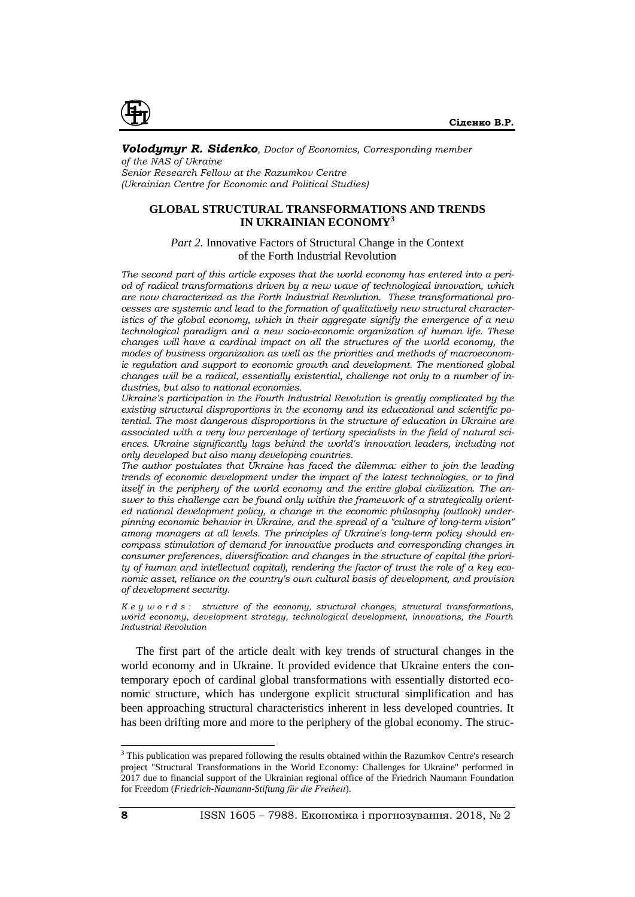***Volodymyr R. Sidenko****, Doctor of Economics, Corresponding member of the NAS of Ukraine*
*Senior Research Fellow at the Razumkov Centre*
*(Ukrainian Centre for Economic and Political Studies)*

# GLOBAL STRUCTURAL TRANSFORMATIONS AND TRENDS IN UKRAINIAN ECONOMY[3]

## *Part 2.* Innovative Factors of Structural Change in the Context of the Forth Industrial Revolution

*The second part of this article exposes that the world economy has entered into a period of radical transformations driven by a new wave of technological innovation, which are now characterized as the Forth Industrial Revolution. These transformational processes are systemic and lead to the formation of qualitatively new structural characteristics of the global economy, which in their aggregate signify the emergence of a new technological paradigm and a new socio-economic organization of human life. These changes will have a cardinal impact on all the structures of the world economy, the modes of business organization as well as the priorities and methods of macroeconomic regulation and support to economic growth and development. The mentioned global changes will be a radical, essentially existential, challenge not only to a number of industries, but also to national economies.*

*Ukraine's participation in the Fourth Industrial Revolution is greatly complicated by the existing structural disproportions in the economy and its educational and scientific potential. The most dangerous disproportions in the structure of education in Ukraine are associated with a very low percentage of tertiary specialists in the field of natural sciences. Ukraine significantly lags behind the world's innovation leaders, including not only developed but also many developing countries.*

*The author postulates that Ukraine has faced the dilemma: either to join the leading trends of economic development under the impact of the latest technologies, or to find itself in the periphery of the world economy and the entire global civilization. The answer to this challenge can be found only within the framework of a strategically oriented national development policy, a change in the economic philosophy (outlook) underpinning economic behavior in Ukraine, and the spread of a "culture of long-term vision" among managers at all levels. The principles of Ukraine's long-term policy should encompass stimulation of demand for innovative products and corresponding changes in consumer preferences, diversification and changes in the structure of capital (the priority of human and intellectual capital), rendering the factor of trust the role of a key economic asset, reliance on the country's own cultural basis of development, and provision of development security.*

*K e y w o r d s : structure of the economy, structural changes, structural transformations, world economy, development strategy, technological development, innovations, the Fourth Industrial Revolution*

The first part of the article dealt with key trends of structural changes in the world economy and in Ukraine. It provided evidence that Ukraine enters the contemporary epoch of cardinal global transformations with essentially distorted economic structure, which has undergone explicit structural simplification and has been approaching structural characteristics inherent in less developed countries. It has been drifting more and more to the periphery of the global economy. The struc-

[3] This publication was prepared following the results obtained within the Razumkov Centre's research project "Structural Transformations in the World Economy: Challenges for Ukraine" performed in 2017 due to financial support of the Ukrainian regional office of the Friedrich Naumann Foundation for Freedom (*Friedrich-Naumann-Stiftung für die Freiheit*).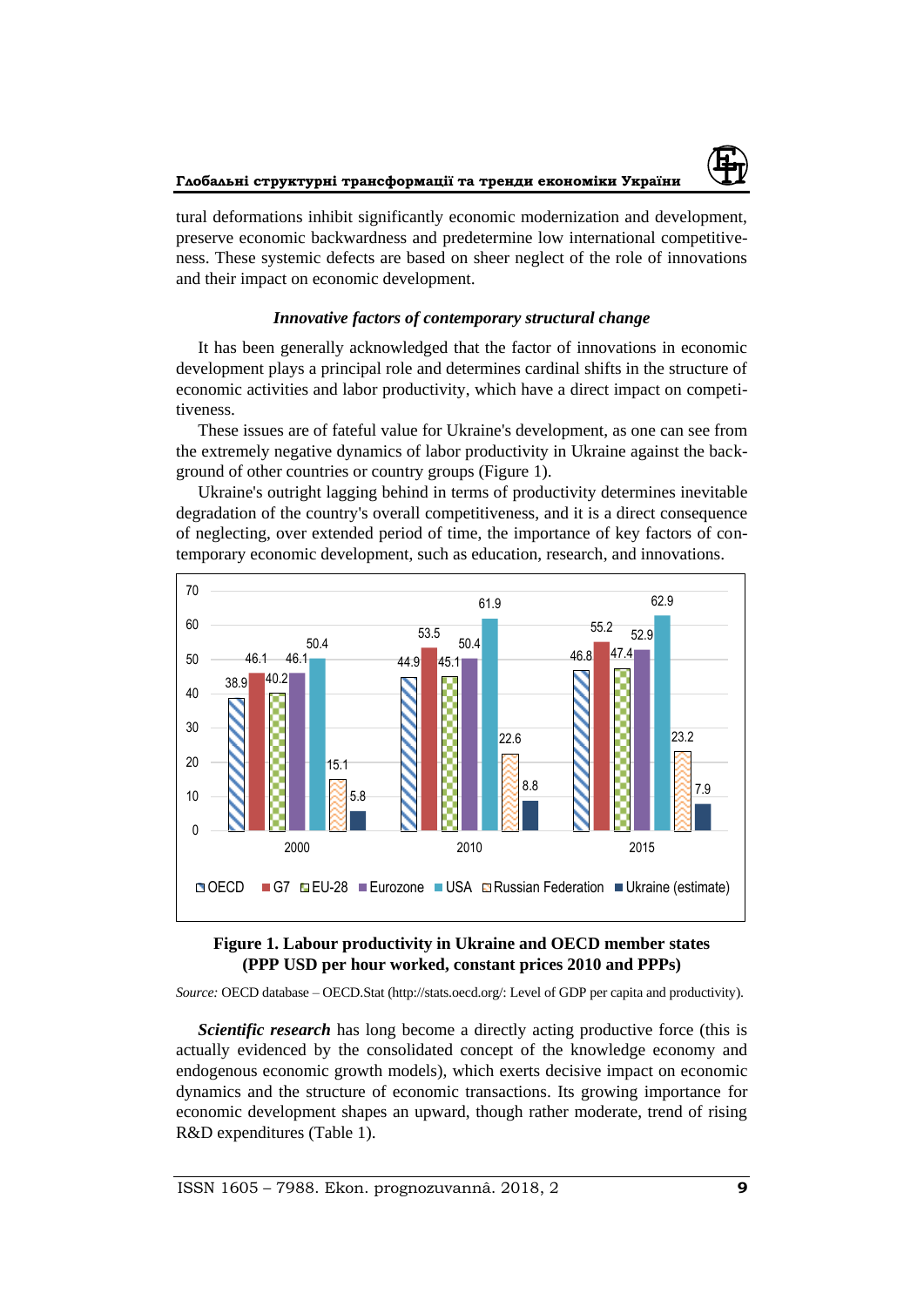tural deformations inhibit significantly economic modernization and development, preserve economic backwardness and predetermine low international competitiveness. These systemic defects are based on sheer neglect of the role of innovations and their impact on economic development.

### *Innovative factors of contemporary structural change*

It has been generally acknowledged that the factor of innovations in economic development plays a principal role and determines cardinal shifts in the structure of economic activities and labor productivity, which have a direct impact on competitiveness.

These issues are of fateful value for Ukraine's development, as one can see from the extremely negative dynamics of labor productivity in Ukraine against the background of other countries or country groups (Figure 1).

Ukraine's outright lagging behind in terms of productivity determines inevitable degradation of the country's overall competitiveness, and it is a direct consequence of neglecting, over extended period of time, the importance of key factors of contemporary economic development, such as education, research, and innovations.

70
60
50
40
30
20
10
0

2000: 38.9, 46.1, 40.2, 46.1, 50.4, 15.1, 5.8
2010: 44.9, 53.5, 45.1, 50.4, 61.9, 22.6, 8.8
2015: 46.8, 55.2, 47.4, 52.9, 62.9, 23.2, 7.9

OECD, G7, EU-28, Eurozone, USA, Russian Federation, Ukraine (estimate)

**Figure 1. Labour productivity in Ukraine and OECD member states (PPP USD per hour worked, constant prices 2010 and PPPs)**

*Source:* OECD database – OECD.Stat (http://stats.oecd.org/: Level of GDP per capita and productivity).

***Scientific research*** has long become a directly acting productive force (this is actually evidenced by the consolidated concept of the knowledge economy and endogenous economic growth models), which exerts decisive impact on economic dynamics and the structure of economic transactions. Its growing importance for economic development shapes an upward, though rather moderate, trend of rising R&D expenditures (Table 1).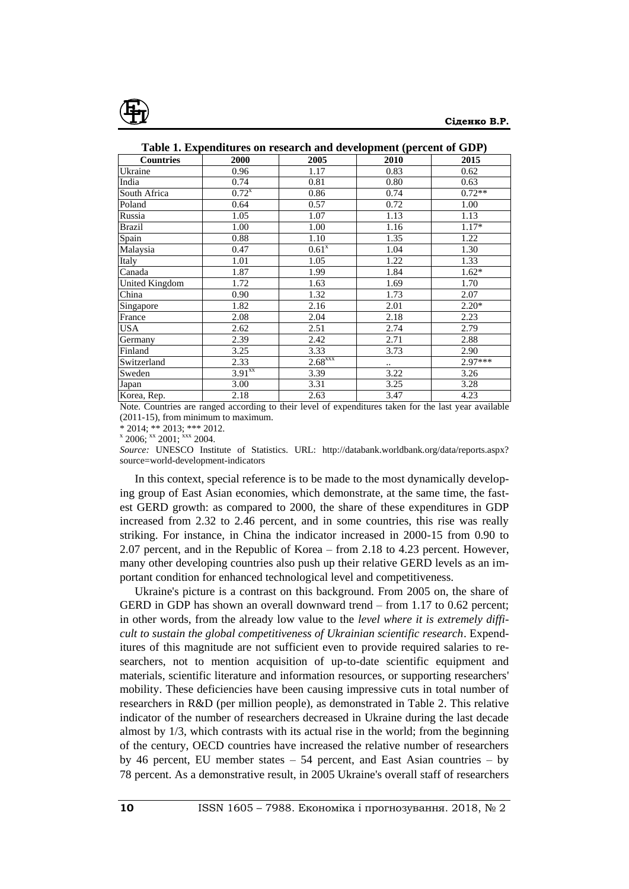**Table 1. Expenditures on research and development (percent of GDP)**

| Countries | 2000 | 2005 | 2010 | 2015 |
|---|---|---|---|---|
| Ukraine | 0.96 | 1.17 | 0.83 | 0.62 |
| India | 0.74 | 0.81 | 0.80 | 0.63 |
| South Africa | 0.72[x] | 0.86 | 0.74 | 0.72** |
| Poland | 0.64 | 0.57 | 0.72 | 1.00 |
| Russia | 1.05 | 1.07 | 1.13 | 1.13 |
| Brazil | 1.00 | 1.00 | 1.16 | 1.17* |
| Spain | 0.88 | 1.10 | 1.35 | 1.22 |
| Malaysia | 0.47 | 0.61[x] | 1.04 | 1.30 |
| Italy | 1.01 | 1.05 | 1.22 | 1.33 |
| Canada | 1.87 | 1.99 | 1.84 | 1.62* |
| United Kingdom | 1.72 | 1.63 | 1.69 | 1.70 |
| China | 0.90 | 1.32 | 1.73 | 2.07 |
| Singapore | 1.82 | 2.16 | 2.01 | 2.20* |
| France | 2.08 | 2.04 | 2.18 | 2.23 |
| USA | 2.62 | 2.51 | 2.74 | 2.79 |
| Germany | 2.39 | 2.42 | 2.71 | 2.88 |
| Finland | 3.25 | 3.33 | 3.73 | 2.90 |
| Switzerland | 2.33 | 2.68[xxx] | .. | 2.97*** |
| Sweden | 3.91[xx] | 3.39 | 3.22 | 3.26 |
| Japan | 3.00 | 3.31 | 3.25 | 3.28 |
| Korea, Rep. | 2.18 | 2.63 | 3.47 | 4.23 |

Note. Countries are ranged according to their level of expenditures taken for the last year available (2011-15), from minimum to maximum.

* 2014; ** 2013; *** 2012.

[x] 2006; [xx] 2001; [xxx] 2004.

*Source:* UNESCO Institute of Statistics. URL: http://databank.worldbank.org/data/reports.aspx?source=world-development-indicators

In this context, special reference is to be made to the most dynamically developing group of East Asian economies, which demonstrate, at the same time, the fastest GERD growth: as compared to 2000, the share of these expenditures in GDP increased from 2.32 to 2.46 percent, and in some countries, this rise was really striking. For instance, in China the indicator increased in 2000-15 from 0.90 to 2.07 percent, and in the Republic of Korea – from 2.18 to 4.23 percent. However, many other developing countries also push up their relative GERD levels as an important condition for enhanced technological level and competitiveness.

Ukraine's picture is a contrast on this background. From 2005 on, the share of GERD in GDP has shown an overall downward trend – from 1.17 to 0.62 percent; in other words, from the already low value to the *level where it is extremely difficult to sustain the global competitiveness of Ukrainian scientific research*. Expenditures of this magnitude are not sufficient even to provide required salaries to researchers, not to mention acquisition of up-to-date scientific equipment and materials, scientific literature and information resources, or supporting researchers' mobility. These deficiencies have been causing impressive cuts in total number of researchers in R&D (per million people), as demonstrated in Table 2. This relative indicator of the number of researchers decreased in Ukraine during the last decade almost by 1/3, which contrasts with its actual rise in the world; from the beginning of the century, OECD countries have increased the relative number of researchers by 46 percent, EU member states – 54 percent, and East Asian countries – by 78 percent. As a demonstrative result, in 2005 Ukraine's overall staff of researchers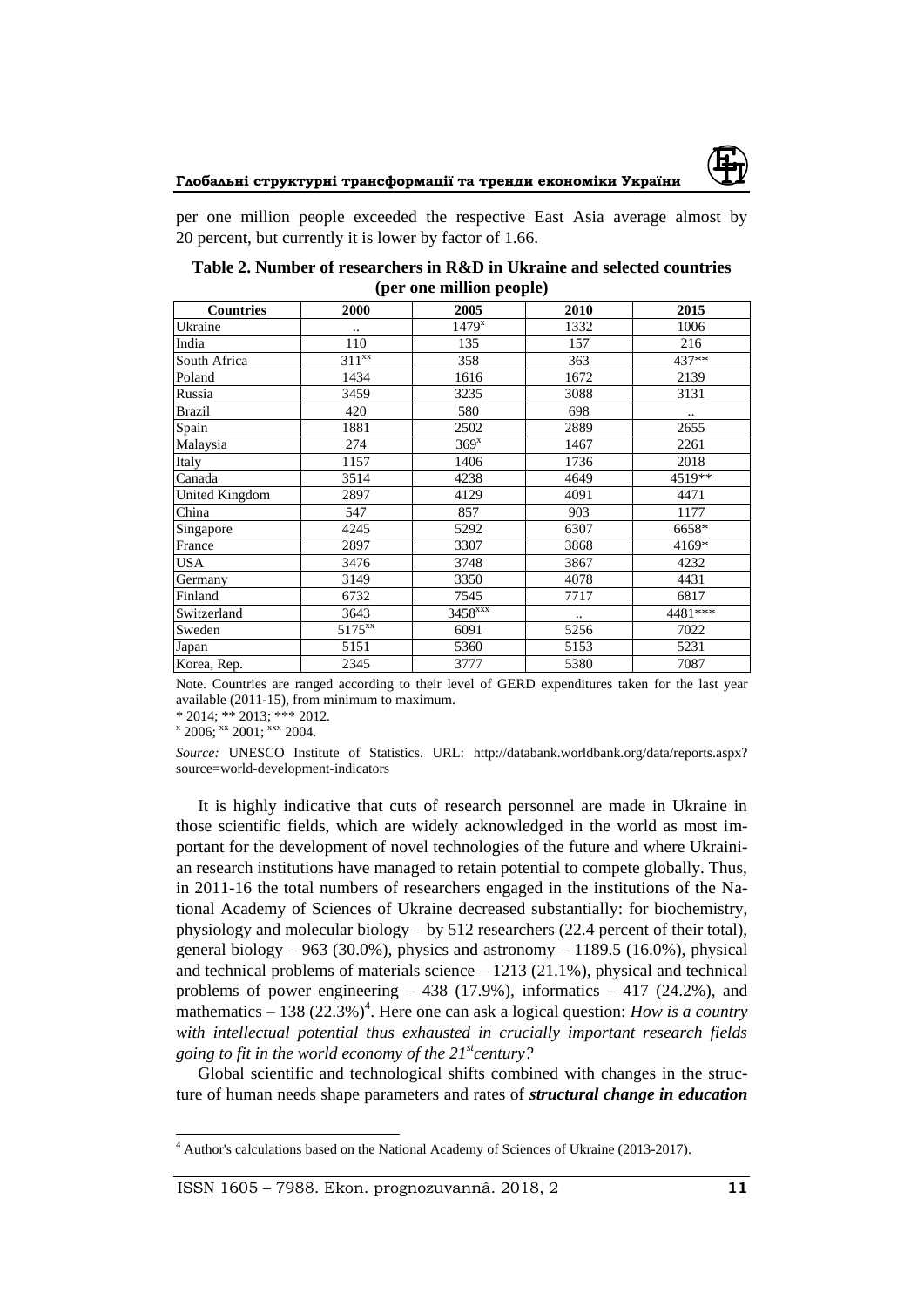per one million people exceeded the respective East Asia average almost by 20 percent, but currently it is lower by factor of 1.66.

**Table 2. Number of researchers in R&D in Ukraine and selected countries (per one million people)**

| Countries | 2000 | 2005 | 2010 | 2015 |
|---|---|---|---|---|
| Ukraine | .. | 1479[x] | 1332 | 1006 |
| India | 110 | 135 | 157 | 216 |
| South Africa | 311[xx] | 358 | 363 | 437** |
| Poland | 1434 | 1616 | 1672 | 2139 |
| Russia | 3459 | 3235 | 3088 | 3131 |
| Brazil | 420 | 580 | 698 | .. |
| Spain | 1881 | 2502 | 2889 | 2655 |
| Malaysia | 274 | 369[x] | 1467 | 2261 |
| Italy | 1157 | 1406 | 1736 | 2018 |
| Canada | 3514 | 4238 | 4649 | 4519** |
| United Kingdom | 2897 | 4129 | 4091 | 4471 |
| China | 547 | 857 | 903 | 1177 |
| Singapore | 4245 | 5292 | 6307 | 6658* |
| France | 2897 | 3307 | 3868 | 4169* |
| USA | 3476 | 3748 | 3867 | 4232 |
| Germany | 3149 | 3350 | 4078 | 4431 |
| Finland | 6732 | 7545 | 7717 | 6817 |
| Switzerland | 3643 | 3458[xxx] | .. | 4481*** |
| Sweden | 5175[xx] | 6091 | 5256 | 7022 |
| Japan | 5151 | 5360 | 5153 | 5231 |
| Korea, Rep. | 2345 | 3777 | 5380 | 7087 |

Note. Countries are ranged according to their level of GERD expenditures taken for the last year available (2011-15), from minimum to maximum.

\* 2014; ** 2013; *** 2012.

[x] 2006; [xx] 2001; [xxx] 2004.

*Source:* UNESCO Institute of Statistics. URL: http://databank.worldbank.org/data/reports.aspx?source=world-development-indicators

It is highly indicative that cuts of research personnel are made in Ukraine in those scientific fields, which are widely acknowledged in the world as most important for the development of novel technologies of the future and where Ukrainian research institutions have managed to retain potential to compete globally. Thus, in 2011-16 the total numbers of researchers engaged in the institutions of the National Academy of Sciences of Ukraine decreased substantially: for biochemistry, physiology and molecular biology – by 512 researchers (22.4 percent of their total), general biology – 963 (30.0%), physics and astronomy – 1189.5 (16.0%), physical and technical problems of materials science – 1213 (21.1%), physical and technical problems of power engineering – 438 (17.9%), informatics – 417 (24.2%), and mathematics – 138 (22.3%)[4]. Here one can ask a logical question: *How is a country with intellectual potential thus exhausted in crucially important research fields going to fit in the world economy of the 21st century?*

Global scientific and technological shifts combined with changes in the structure of human needs shape parameters and rates of ***structural change in education***

[4] Author's calculations based on the National Academy of Sciences of Ukraine (2013-2017).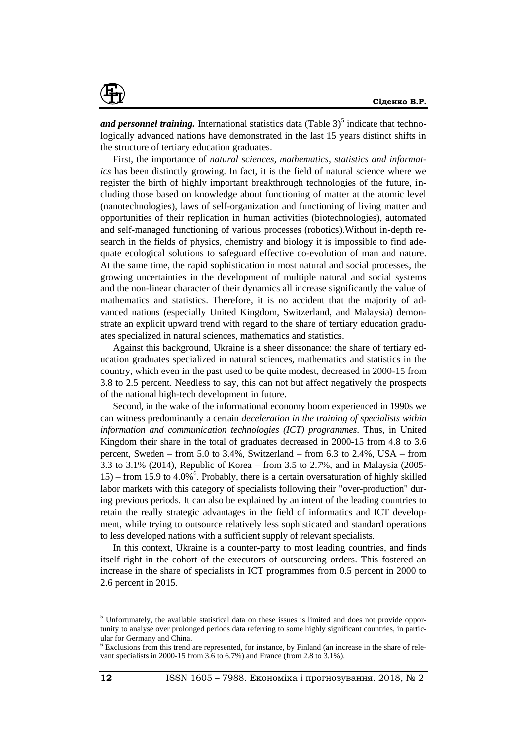***and personnel training.*** International statistics data (Table 3)[5] indicate that technologically advanced nations have demonstrated in the last 15 years distinct shifts in the structure of tertiary education graduates.

First, the importance of *natural sciences, mathematics, statistics and informatics* has been distinctly growing. In fact, it is the field of natural science where we register the birth of highly important breakthrough technologies of the future, including those based on knowledge about functioning of matter at the atomic level (nanotechnologies), laws of self-organization and functioning of living matter and opportunities of their replication in human activities (biotechnologies), automated and self-managed functioning of various processes (robotics).Without in-depth research in the fields of physics, chemistry and biology it is impossible to find adequate ecological solutions to safeguard effective co-evolution of man and nature. At the same time, the rapid sophistication in most natural and social processes, the growing uncertainties in the development of multiple natural and social systems and the non-linear character of their dynamics all increase significantly the value of mathematics and statistics. Therefore, it is no accident that the majority of advanced nations (especially United Kingdom, Switzerland, and Malaysia) demonstrate an explicit upward trend with regard to the share of tertiary education graduates specialized in natural sciences, mathematics and statistics.

Against this background, Ukraine is a sheer dissonance: the share of tertiary education graduates specialized in natural sciences, mathematics and statistics in the country, which even in the past used to be quite modest, decreased in 2000-15 from 3.8 to 2.5 percent. Needless to say, this can not but affect negatively the prospects of the national high-tech development in future.

Second, in the wake of the informational economy boom experienced in 1990s we can witness predominantly a certain *deceleration in the training of specialists within information and communication technologies (ICT) programmes*. Thus, in United Kingdom their share in the total of graduates decreased in 2000-15 from 4.8 to 3.6 percent, Sweden – from 5.0 to 3.4%, Switzerland – from 6.3 to 2.4%, USA – from 3.3 to 3.1% (2014), Republic of Korea – from 3.5 to 2.7%, and in Malaysia (2005-15) – from 15.9 to 4.0%[6]. Probably, there is a certain oversaturation of highly skilled labor markets with this category of specialists following their "over-production" during previous periods. It can also be explained by an intent of the leading countries to retain the really strategic advantages in the field of informatics and ICT development, while trying to outsource relatively less sophisticated and standard operations to less developed nations with a sufficient supply of relevant specialists.

In this context, Ukraine is a counter-party to most leading countries, and finds itself right in the cohort of the executors of outsourcing orders. This fostered an increase in the share of specialists in ICT programmes from 0.5 percent in 2000 to 2.6 percent in 2015.

---

[5] Unfortunately, the available statistical data on these issues is limited and does not provide opportunity to analyse over prolonged periods data referring to some highly significant countries, in particular for Germany and China.

[6] Exclusions from this trend are represented, for instance, by Finland (an increase in the share of relevant specialists in 2000-15 from 3.6 to 6.7%) and France (from 2.8 to 3.1%).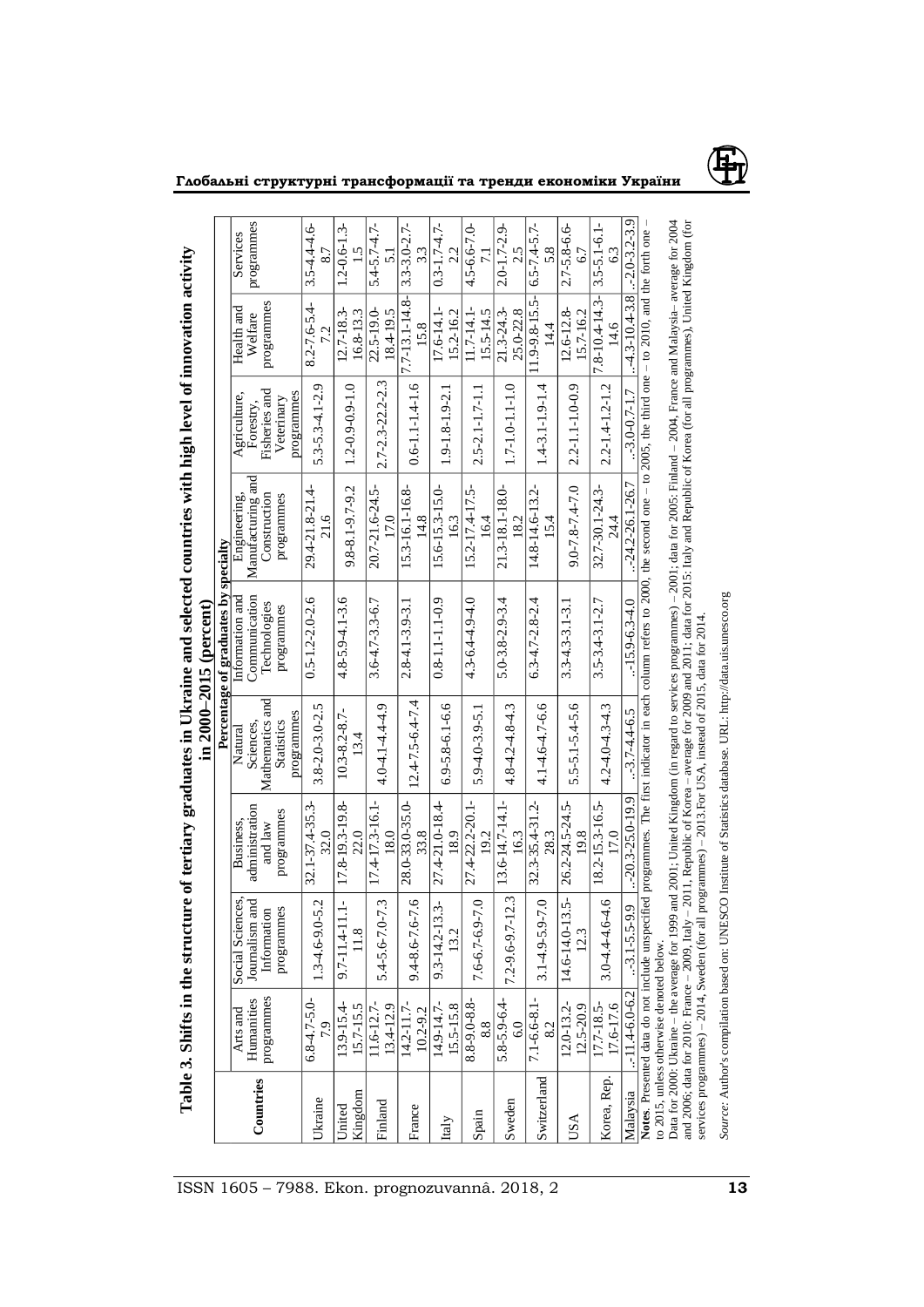**Table 3. Shifts in the structure of tertiary graduates in Ukraine and selected countries with high level of innovation activity in 2000–2015 (percent)**

| Countries | Percentage of graduates by specialty | | | | | | | | |
|---|---|---|---|---|---|---|---|---|---|
| | Arts and Humanities programmes | Social Sciences, Journalism and Information programmes | Business, administration and law programmes | Natural Sciences, Mathematics and Statistics programmes | Information and Communication Technologies programmes | Engineering, Manufacturing and Construction programmes | Agriculture, Forestry, Fisheries and Veterinary programmes | Health and Welfare programmes | Services programmes |
| Ukraine | 6.8-4.7-5.0-7.9 | 1.3-4.6-9.0-5.2 | 32.1-37.4-35.3-32.0 | 3.8-2.0-3.0-2.5 | 0.5-1.2-2.0-2.6 | 29.4-21.8-21.4-21.6 | 5.3-5.3-4.1-2.9 | 8.2-7.6-5.4-7.2 | 3.5-4.4-4.6-8.7 |
| United Kingdom | 13.9-15.4-15.7-15.5 | 9.7-11.4-11.1-11.8 | 17.8-19.3-19.8-22.0 | 10.3-8.2-8.7-13.4 | 4.8-5.9-4.1-3.6 | 9.8-8.1-9.7-9.2 | 1.2-0.9-0.9-1.0 | 12.7-18.3-16.8-13.3 | 1.2-0.6-1.3-1.5 |
| Finland | 11.6-12.7-13.4-12.9 | 5.4-5.6-7.0-7.3 | 17.4-17.3-16.1-18.0 | 4.0-4.1-4.4-4.9 | 3.6-4.7-3.3-6.7 | 20.7-21.6-24.5-17.0 | 2.7-2.3-22.2-2.3 | 22.5-19.0-18.4-19.5 | 5.4-5.7-4.7-5.1 |
| France | 14.2-11.7-10.2-9.2 | 9.4-8.6-7.6-7.6 | 28.0-33.0-35.0-33.8 | 12.4-7.5-6.4-7.4 | 2.8-4.1-3.9-3.1 | 15.3-16.1-16.8-14.8 | 0.6-1.1-1.4-1.6 | 7.7-13.1-14.8-15.8 | 3.3-3.0-2.7-3.3 |
| Italy | 14.9-14.7-15.5-15.8 | 9.3-14.2-13.3-13.2 | 27.4-21.0-18.4-18.9 | 6.9-5.8-6.1-6.6 | 0.8-1.1-1.1-0.9 | 15.6-15.3-15.0-16.3 | 1.9-1.8-1.9-2.1 | 17.6-14.1-15.2-16.2 | 0.3-1.7-4.7-2.2 |
| Spain | 8.8-9.0-8.8-8.8 | 7.6-6.7-6.9-7.0 | 27.4-22.2-20.1-19.2 | 5.9-4.0-3.9-5.1 | 4.3-6.4-4.9-4.0 | 15.2-17.4-17.5-16.4 | 2.5-2.1-1.7-1.1 | 11.7-14.1-15.5-14.5 | 4.5-6.6-7.0-7.1 |
| Sweden | 5.8-5.9-6.4-6.0 | 7.2-9.6-9.7-12.3 | 13.6-14.7-14.1-16.3 | 4.8-4.2-4.8-4.3 | 5.0-3.8-2.9-3.4 | 21.3-18.1-18.0-18.2 | 1.7-1.0-1.1-1.0 | 21.3-24.3-25.0-22.8 | 2.0-1.7-2.9-2.5 |
| Switzerland | 7.1-6.6-8.1-8.2 | 3.1-4.9-5.9-7.0 | 32.3-35.4-31.2-28.3 | 4.1-4.6-4.7-6.6 | 6.3-4.7-2.8-2.4 | 14.8-14.6-13.2-15.4 | 1.4-3.1-1.9-1.4 | 11.9-9.8-15.5-14.4 | 6.5-7.4-5.7-5.8 |
| USA | 12.0-13.2-12.5-20.9 | 14.6-14.0-13.5-12.3 | 26.2-24.5-24.5-19.8 | 5.5-5.1-5.4-5.6 | 3.3-4.3-3.1-3.1 | 9.0-7.8-7.4-7.0 | 2.2-1.1-1.0-0.9 | 12.6-12.8-15.7-16.2 | 2.7-5.8-6.6-6.7 |
| Korea, Rep. | 17.7-18.5-17.6-17.6 | 3.0-4.4-4.6-4.6 | 18.2-15.3-16.5-17.0 | 4.2-4.0-4.3-4.3 | 3.5-3.4-3.1-2.7 | 32.7-30.1-24.3-24.4 | 2.2-1.4-1.2-1.2 | 7.8-10.4-14.3-14.6 | 3.5-5.1-6.1-6.3 |
| Malaysia | ..-11.4-6.0-6.2 | ..-3.1-5.5-9.9 | ..-20.3-25.0-19.9 | ..-3.7-4.4-6.5 | ..-15.9-6.3-4.0 | ..-24.2-26.1-26.7 | ..-3.0-0.7-1.7 | ..-4.3-10.4-3.8 | ..-2.0-3.2-3.9 |

**Notes**. Presented data do not include unspecified programmes. The first indicator in each column refers to 2000, the second one – to 2005, the third one – to 2010, and the forth one – to 2015, unless otherwise denoted below.

Data for 2000: Ukraine – the average for 1999 and 2001; United Kingdom (in regard to services programmes) – 2001; data for 2005: Finland – 2004, France and Malaysia– average for 2004 and 2006; data for 2010: France – 2009, Italy – 2011, Republic of Korea – average for 2009 and 2011; data for 2015: Italy and Republic of Korea (for all programmes), United Kingdom (for services programmes) – 2014, Sweden (for all programmes) – 2013. For USA, instead of 2015, data for 2014.

*Source:* Author's compilation based on: UNESCO Institute of Statistics database. URL: http://data.uis.unesco.org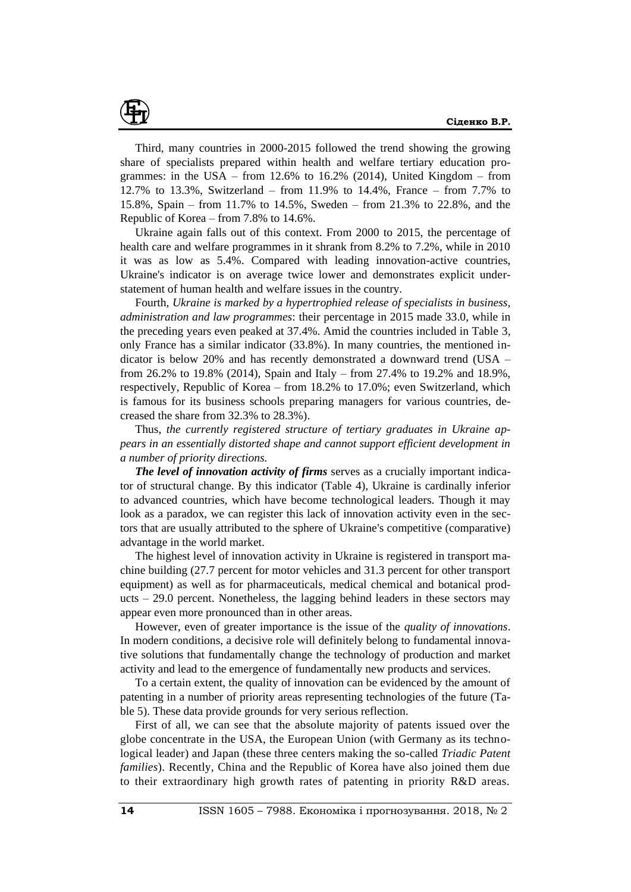Third, many countries in 2000-2015 followed the trend showing the growing share of specialists prepared within health and welfare tertiary education programmes: in the USA – from 12.6% to 16.2% (2014), United Kingdom – from 12.7% to 13.3%, Switzerland – from 11.9% to 14.4%, France – from 7.7% to 15.8%, Spain – from 11.7% to 14.5%, Sweden – from 21.3% to 22.8%, and the Republic of Korea – from 7.8% to 14.6%.

Ukraine again falls out of this context. From 2000 to 2015, the percentage of health care and welfare programmes in it shrank from 8.2% to 7.2%, while in 2010 it was as low as 5.4%. Compared with leading innovation-active countries, Ukraine's indicator is on average twice lower and demonstrates explicit understatement of human health and welfare issues in the country.

Fourth, *Ukraine is marked by a hypertrophied release of specialists in business, administration and law programmes*: their percentage in 2015 made 33.0, while in the preceding years even peaked at 37.4%. Amid the countries included in Table 3, only France has a similar indicator (33.8%). In many countries, the mentioned indicator is below 20% and has recently demonstrated a downward trend (USA – from 26.2% to 19.8% (2014), Spain and Italy – from 27.4% to 19.2% and 18.9%, respectively, Republic of Korea – from 18.2% to 17.0%; even Switzerland, which is famous for its business schools preparing managers for various countries, decreased the share from 32.3% to 28.3%).

Thus, *the currently registered structure of tertiary graduates in Ukraine appears in an essentially distorted shape and cannot support efficient development in a number of priority directions.*

***The level of innovation activity of firms*** serves as a crucially important indicator of structural change. By this indicator (Table 4), Ukraine is cardinally inferior to advanced countries, which have become technological leaders. Though it may look as a paradox, we can register this lack of innovation activity even in the sectors that are usually attributed to the sphere of Ukraine's competitive (comparative) advantage in the world market.

The highest level of innovation activity in Ukraine is registered in transport machine building (27.7 percent for motor vehicles and 31.3 percent for other transport equipment) as well as for pharmaceuticals, medical chemical and botanical products – 29.0 percent. Nonetheless, the lagging behind leaders in these sectors may appear even more pronounced than in other areas.

However, even of greater importance is the issue of the *quality of innovations*. In modern conditions, a decisive role will definitely belong to fundamental innovative solutions that fundamentally change the technology of production and market activity and lead to the emergence of fundamentally new products and services.

To a certain extent, the quality of innovation can be evidenced by the amount of patenting in a number of priority areas representing technologies of the future (Table 5). These data provide grounds for very serious reflection.

First of all, we can see that the absolute majority of patents issued over the globe concentrate in the USA, the European Union (with Germany as its technological leader) and Japan (these three centers making the so-called *Triadic Patent families*). Recently, China and the Republic of Korea have also joined them due to their extraordinary high growth rates of patenting in priority R&D areas.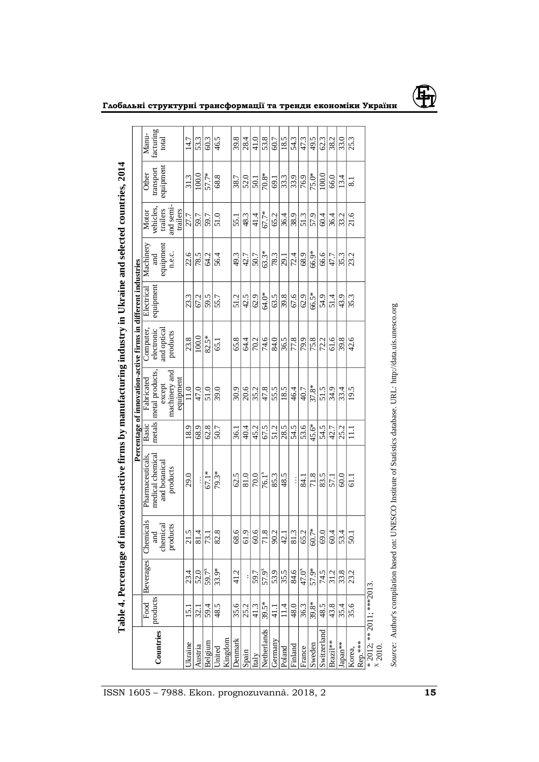**Table 4. Percentage of innovation-active firms by manufacturing industry in Ukraine and selected countries, 2014**

| Countries | Percentage of innovation-active firms in different industries | | | | | | | | | | | |
|---|---|---|---|---|---|---|---|---|---|---|---|---|
| | Food products | Beverages | Chemicals and chemical products | Pharmaceuticals, medical chemical and botanical products | Basic metals | Fabricated metal products, except machinery and equipment | Computer, electronic and optical products | Electrical equipment | Machinery and equipment n.e.c. | Motor vehicles, trailers and semi-trailers | Other transport equipment | Manufacturing total |
| Ukraine | 15.1 | 23.4 | 21.5 | 29.0 | 18.9 | 11.0 | 23.8 | 23.3 | 22.6 | 27.7 | 31.3 | 14.7 |
| Austria | 32.1 | 52.0 | 81.4 | … | 68.9 | 47.0 | 100.0 | 67.2 | 78.5 | 59.7 | 100.0 | 53.3 |
| Belgium | 59.4 | 59.7[x] | 73.1 | 67.1* | 62.8 | 51.0 | 82.5* | 59.5 | 64.2 | 59.7 | 57.7* | 60.3 |
| United Kingdom | 48.5 | 33.9* | 82.8 | 79.3* | 50.7 | 39.0 | 65.1 | 55.7 | 56.4 | 51.0 | 68.8 | 46.5 |
| Denmark | 35.6 | 41.2 | 68.6 | 62.5 | 36.1 | 30.9 | 65.8 | 51.2 | 49.3 | 55.1 | 38.7 | 39.8 |
| Spain | 25.2 | .. | 61.9 | 81.0 | 40.4 | 20.6 | 64.4 | 42.5 | 42.7 | 48.3 | 52.0 | 28.4 |
| Italy | 41.3 | 59.7 | 60.6 | 70.0 | 45.2 | 35.2 | 70.2 | 62.9 | 50.7 | 41.4 | 50.1 | 41.0 |
| Netherlands | 39.5* | 57.9[x] | 71.8 | 76.1[x] | 67.5 | 47.8 | 74.6 | 64.0* | 63.3* | 67.7* | 70.8* | 53.8 |
| Germany | 41.1 | 53.9 | 90.2 | 85.3 | 51.2 | 55.5 | 84.0 | 63.5 | 78.3 | 65.2 | 69.1 | 60.7 |
| Poland | 11.4 | 35.5 | 42.1 | 48.5 | 28.5 | 18.5 | 36.5 | 39.8 | 29.1 | 36.4 | 33.3 | 18.5 |
| Finland | 48.0 | 84.6 | 81.3 | … | 54.5 | 46.4 | 77.8 | 67.6 | 72.4 | 38.9 | 33.9 | 54.3 |
| France | 36.3 | 47.0[x] | 65.2 | 84.1 | 53.6 | 40.7 | 79.9 | 62.9 | 68.9 | 51.3 | 76.9 | 47.3 |
| Sweden | 39.8* | 57.9* | 60.7* | 71.8 | 45.6* | 37.8* | 75.8 | 66.5* | 66.9* | 57.9 | 75.0* | 49.5 |
| Switzerland | 48.5 | 74.5 | 69.0 | 83.5 | 54.5 | 51.5 | 72.2 | 54.9 | 66.6 | 60.4 | 100.0 | 62.3 |
| Brazil** | 43.8 | 31.2 | 60.4 | 57.1 | 42.7 | 34.9 | 61.6 | 51.4 | 47.7 | 36.4 | 66.0 | 38.2 |
| Japan** | 35.4 | 33.8 | 53.4 | 60.0 | 25.2 | 33.4 | 39.8 | 43.9 | 35.3 | 33.2 | 13.4 | 33.0 |
| Korea, Rep.*** | 35.6 | 23.2 | 50.1 | 61.1 | 11.1 | 19.5 | 42.6 | 35.3 | 23.2 | 21.6 | 8.1 | 25.3 |

\* 2012; ** 2011; *** 2013.
[x] 2010.

*Source:* Author's compilation based on: UNESCO Institute of Statistics database. URL: http://data.uis.unesco.org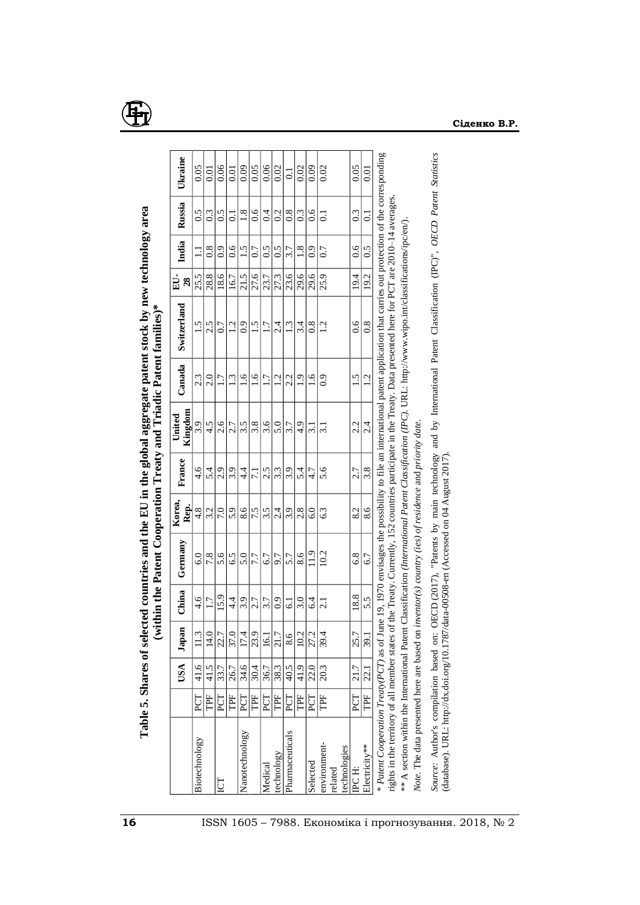**Table 5. Shares of selected countries and the EU in the global aggregate patent stock by new technology area (within the Patent Cooperation Treaty and Triadic Patent families)***

| | | USA | Japan | China | Germany | Korea, Rep. | France | United Kingdom | Canada | Switzerland | EU-28 | India | Russia | Ukraine |
|---|---|---|---|---|---|---|---|---|---|---|---|---|---|---|
| Biotechnology | PCT | 41.6 | 11.3 | 4.6 | 6.0 | 4.8 | 4.6 | 3.9 | 2.3 | 1.5 | 25.5 | 1.1 | 0.5 | 0.05 |
| | TPF | 41.5 | 14.0 | 1.7 | 7.8 | 3.2 | 5.4 | 4.5 | 2.0 | 2.5 | 28.8 | 0.8 | 0.3 | 0.01 |
| ICT | PCT | 33.7 | 22.7 | 15.9 | 5.6 | 7.0 | 2.9 | 2.6 | 1.7 | 0.7 | 18.6 | 0.9 | 0.5 | 0.06 |
| | TPF | 26.7 | 37.0 | 4.4 | 6.5 | 5.9 | 3.9 | 2.7 | 1.3 | 1.2 | 16.7 | 0.6 | 0.1 | 0.01 |
| Nanotechnology | PCT | 34.6 | 17.4 | 3.9 | 5.0 | 8.6 | 4.4 | 3.5 | 1.6 | 0.9 | 21.5 | 1.5 | 1.8 | 0.09 |
| | TPF | 30.4 | 23.9 | 2.7 | 7.7 | 7.5 | 7.1 | 3.8 | 1.6 | 1.5 | 27.6 | 0.7 | 0.6 | 0.05 |
| Medical technology | PCT | 36.7 | 16.1 | 3.7 | 6.7 | 3.5 | 2.5 | 3.6 | 1.7 | 1.7 | 23.7 | 0.5 | 0.4 | 0.06 |
| | TPF | 38.3 | 21.7 | 0.9 | 9.7 | 2.4 | 3.3 | 5.0 | 1.2 | 2.4 | 27.3 | 0.5 | 0.2 | 0.02 |
| Pharmaceuticals | PCT | 40.5 | 8.6 | 6.1 | 5.7 | 3.9 | 3.9 | 3.7 | 2.2 | 1.3 | 23.6 | 3.7 | 0.8 | 0.1 |
| | TPF | 41.9 | 10.2 | 3.0 | 8.6 | 2.8 | 5.4 | 4.9 | 1.9 | 3.4 | 29.6 | 1.8 | 0.3 | 0.02 |
| Selected environment-related technologies | PCT | 22.0 | 27.2 | 6.4 | 11.9 | 6.0 | 4.7 | 3.1 | 1.6 | 0.8 | 29.6 | 0.9 | 0.6 | 0.09 |
| | TPF | 20.3 | 39.4 | 2.1 | 10.2 | 6.3 | 5.6 | 3.1 | 0.9 | 1.2 | 25.9 | 0.7 | 0.1 | 0.02 |
| IPC H: Electricity** | PCT | 21.7 | 25.7 | 18.8 | 6.8 | 8.2 | 2.7 | 2.2 | 1.5 | 0.6 | 19.4 | 0.6 | 0.3 | 0.05 |
| | TPF | 22.1 | 39.1 | 5.5 | 6.7 | 8.6 | 3.8 | 2.4 | 1.2 | 0.8 | 19.2 | 0.5 | 0.1 | 0.01 |

\* *Patent Cooperation Treaty(PCT)* as of June 19, 1970 envisages the possibility to file an international patent application that carries out protection of the corresponding rights in the territory of all member states of the Treaty. Currently, 152 countries participate in the Treaty. Data presented here for PCT are 2010–14 averages.

\*\* A section within the International Patent Classification (*International Patent Classification (IPC)*. URL: http://www.wipo.int/classifications/ipc/en/).

*Note.* The data presented here are based on *inventor(s) country (ies) of residence* and *priority date*.

*Source:* Author's compilation based on: OECD (2017), "Patents by main technology and by International Patent Classification (IPC)", *OECD Patent Statistics* (database). URL: http://dx.doi.org/10.1787/data-00508-en (Accessed on 04 August 2017).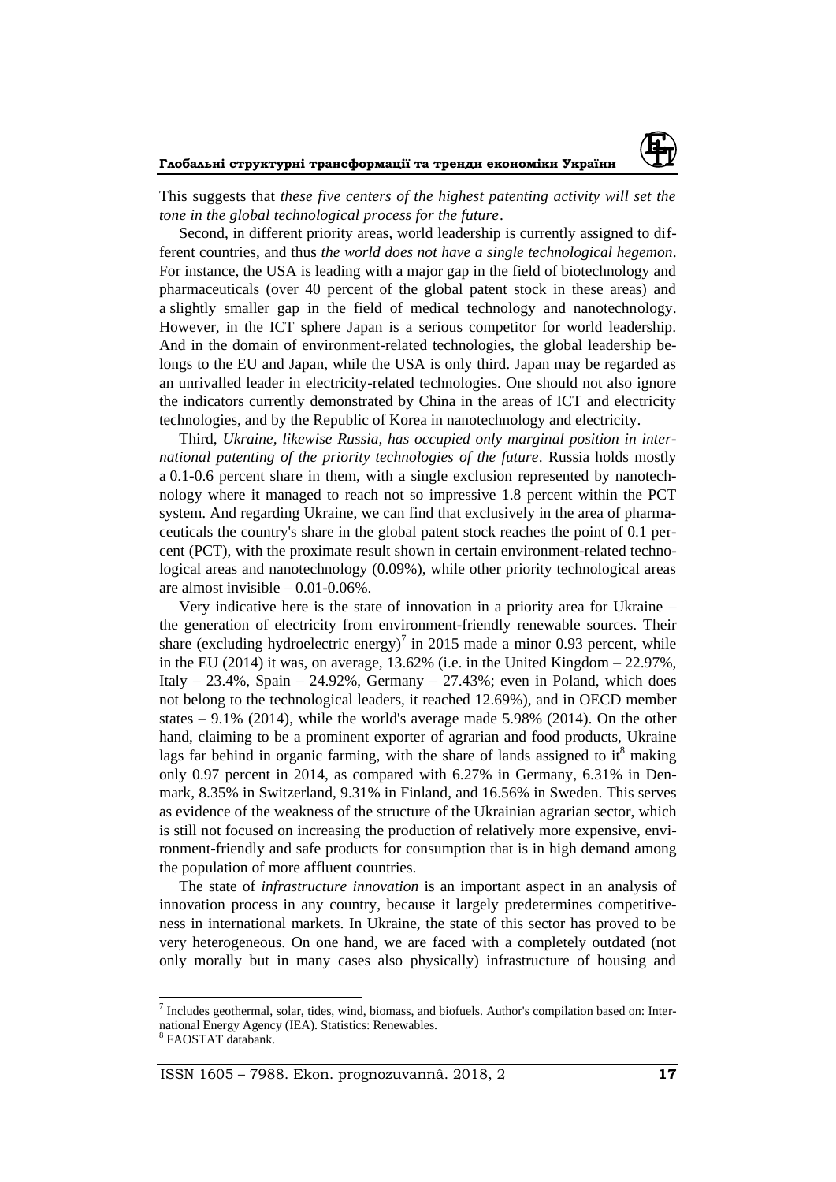This suggests that *these five centers of the highest patenting activity will set the tone in the global technological process for the future*.

Second, in different priority areas, world leadership is currently assigned to different countries, and thus *the world does not have a single technological hegemon*. For instance, the USA is leading with a major gap in the field of biotechnology and pharmaceuticals (over 40 percent of the global patent stock in these areas) and a slightly smaller gap in the field of medical technology and nanotechnology. However, in the ICT sphere Japan is a serious competitor for world leadership. And in the domain of environment-related technologies, the global leadership belongs to the EU and Japan, while the USA is only third. Japan may be regarded as an unrivalled leader in electricity-related technologies. One should not also ignore the indicators currently demonstrated by China in the areas of ICT and electricity technologies, and by the Republic of Korea in nanotechnology and electricity.

Third, *Ukraine, likewise Russia, has occupied only marginal position in international patenting of the priority technologies of the future*. Russia holds mostly a 0.1-0.6 percent share in them, with a single exclusion represented by nanotechnology where it managed to reach not so impressive 1.8 percent within the PCT system. And regarding Ukraine, we can find that exclusively in the area of pharmaceuticals the country's share in the global patent stock reaches the point of 0.1 percent (PCT), with the proximate result shown in certain environment-related technological areas and nanotechnology (0.09%), while other priority technological areas are almost invisible – 0.01-0.06%.

Very indicative here is the state of innovation in a priority area for Ukraine – the generation of electricity from environment-friendly renewable sources. Their share (excluding hydroelectric energy)[7] in 2015 made a minor 0.93 percent, while in the EU (2014) it was, on average, 13.62% (i.e. in the United Kingdom – 22.97%, Italy – 23.4%, Spain – 24.92%, Germany – 27.43%; even in Poland, which does not belong to the technological leaders, it reached 12.69%), and in OECD member states – 9.1% (2014), while the world's average made 5.98% (2014). On the other hand, claiming to be a prominent exporter of agrarian and food products, Ukraine lags far behind in organic farming, with the share of lands assigned to it[8] making only 0.97 percent in 2014, as compared with 6.27% in Germany, 6.31% in Denmark, 8.35% in Switzerland, 9.31% in Finland, and 16.56% in Sweden. This serves as evidence of the weakness of the structure of the Ukrainian agrarian sector, which is still not focused on increasing the production of relatively more expensive, environment-friendly and safe products for consumption that is in high demand among the population of more affluent countries.

The state of *infrastructure innovation* is an important aspect in an analysis of innovation process in any country, because it largely predetermines competitiveness in international markets. In Ukraine, the state of this sector has proved to be very heterogeneous. On one hand, we are faced with a completely outdated (not only morally but in many cases also physically) infrastructure of housing and

---

[7] Includes geothermal, solar, tides, wind, biomass, and biofuels. Author's compilation based on: International Energy Agency (IEA). Statistics: Renewables.

[8] FAOSTAT databank.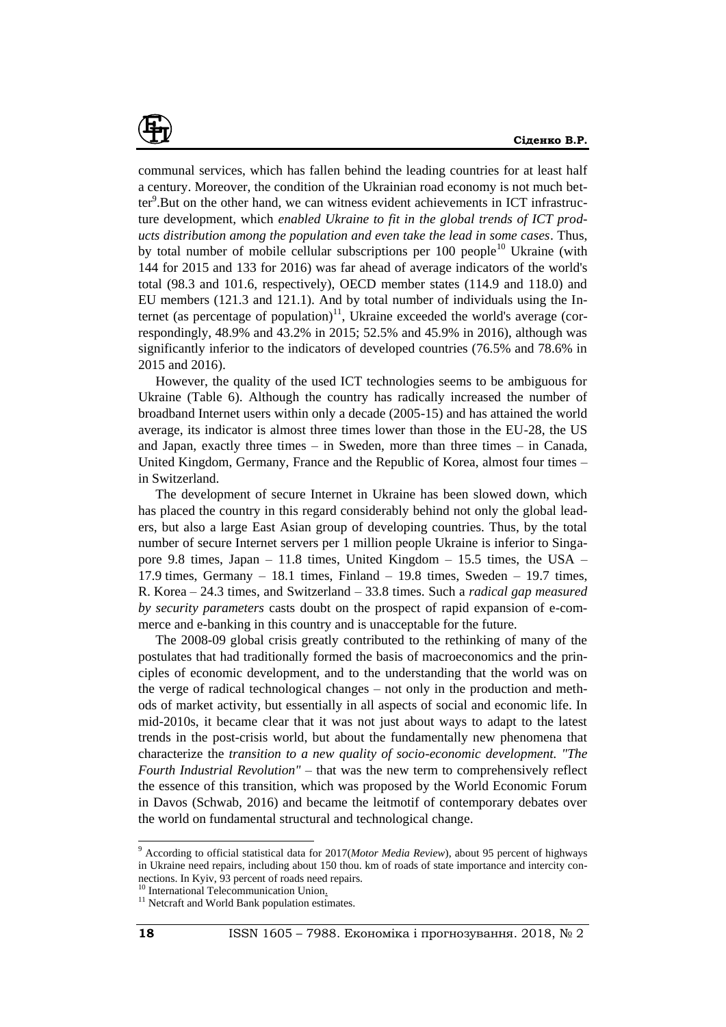communal services, which has fallen behind the leading countries for at least half a century. Moreover, the condition of the Ukrainian road economy is not much better[9].But on the other hand, we can witness evident achievements in ICT infrastructure development, which *enabled Ukraine to fit in the global trends of ICT products distribution among the population and even take the lead in some cases*. Thus, by total number of mobile cellular subscriptions per 100 people[10] Ukraine (with 144 for 2015 and 133 for 2016) was far ahead of average indicators of the world's total (98.3 and 101.6, respectively), OECD member states (114.9 and 118.0) and EU members (121.3 and 121.1). And by total number of individuals using the Internet (as percentage of population)[11], Ukraine exceeded the world's average (correspondingly, 48.9% and 43.2% in 2015; 52.5% and 45.9% in 2016), although was significantly inferior to the indicators of developed countries (76.5% and 78.6% in 2015 and 2016).

However, the quality of the used ICT technologies seems to be ambiguous for Ukraine (Table 6). Although the country has radically increased the number of broadband Internet users within only a decade (2005-15) and has attained the world average, its indicator is almost three times lower than those in the EU-28, the US and Japan, exactly three times – in Sweden, more than three times – in Canada, United Kingdom, Germany, France and the Republic of Korea, almost four times – in Switzerland.

The development of secure Internet in Ukraine has been slowed down, which has placed the country in this regard considerably behind not only the global leaders, but also a large East Asian group of developing countries. Thus, by the total number of secure Internet servers per 1 million people Ukraine is inferior to Singapore 9.8 times, Japan – 11.8 times, United Kingdom – 15.5 times, the USA – 17.9 times, Germany – 18.1 times, Finland – 19.8 times, Sweden – 19.7 times, R. Korea – 24.3 times, and Switzerland – 33.8 times. Such a *radical gap measured by security parameters* casts doubt on the prospect of rapid expansion of e-commerce and e-banking in this country and is unacceptable for the future.

The 2008-09 global crisis greatly contributed to the rethinking of many of the postulates that had traditionally formed the basis of macroeconomics and the principles of economic development, and to the understanding that the world was on the verge of radical technological changes – not only in the production and methods of market activity, but essentially in all aspects of social and economic life. In mid-2010s, it became clear that it was not just about ways to adapt to the latest trends in the post-crisis world, but about the fundamentally new phenomena that characterize the *transition to a new quality of socio-economic development. "The Fourth Industrial Revolution"* – that was the new term to comprehensively reflect the essence of this transition, which was proposed by the World Economic Forum in Davos (Schwab, 2016) and became the leitmotif of contemporary debates over the world on fundamental structural and technological change.

---

[9] According to official statistical data for 2017(*Motor Media Review*), about 95 percent of highways in Ukraine need repairs, including about 150 thou. km of roads of state importance and intercity connections. In Kyiv, 93 percent of roads need repairs.

[10] International Telecommunication Union.

[11] Netcraft and World Bank population estimates.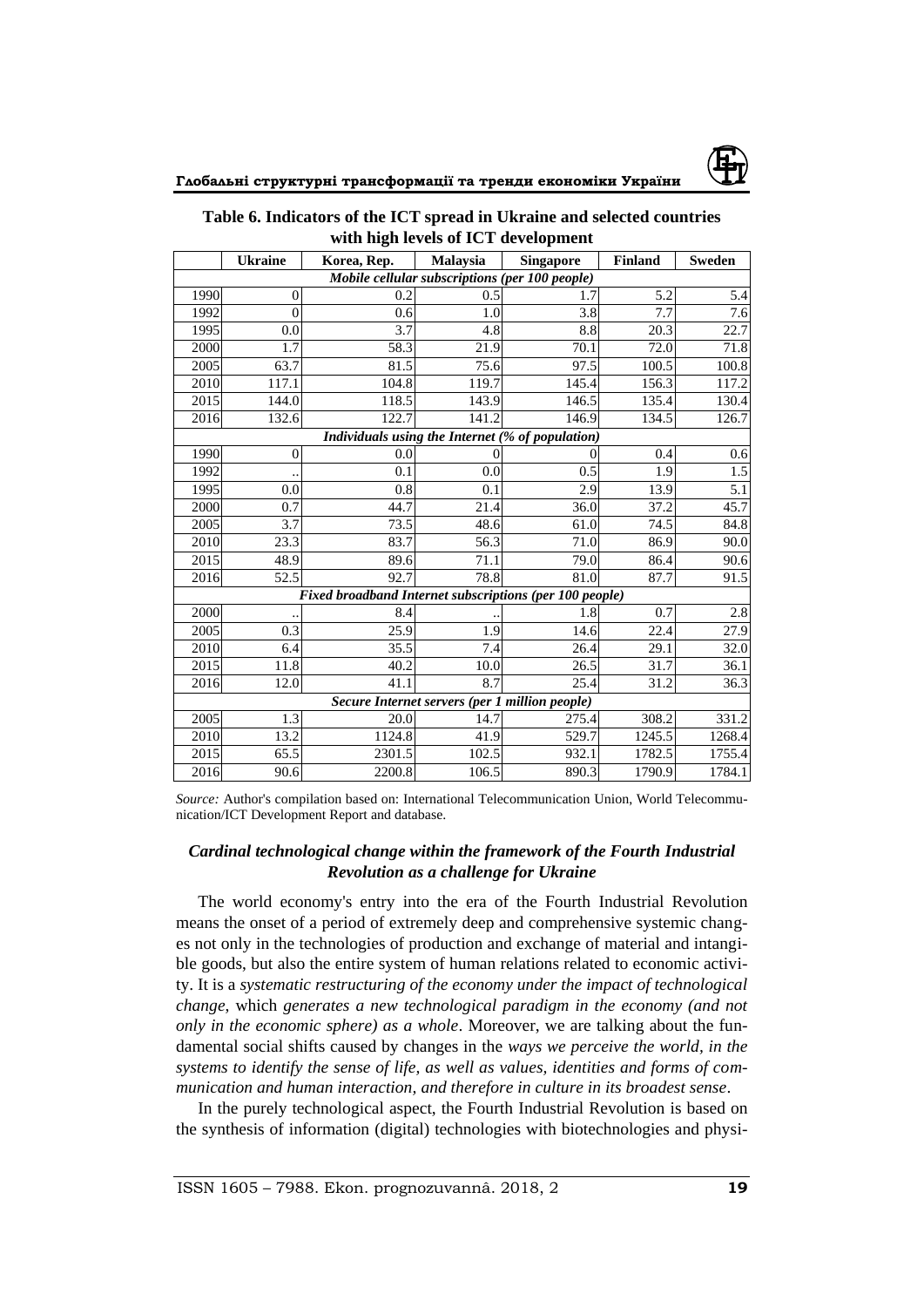**Table 6. Indicators of the ICT spread in Ukraine and selected countries with high levels of ICT development**

| | Ukraine | Korea, Rep. | Malaysia | Singapore | Finland | Sweden |
|---|---|---|---|---|---|---|
| *Mobile cellular subscriptions (per 100 people)* | | | | | | |
| 1990 | 0 | 0.2 | 0.5 | 1.7 | 5.2 | 5.4 |
| 1992 | 0 | 0.6 | 1.0 | 3.8 | 7.7 | 7.6 |
| 1995 | 0.0 | 3.7 | 4.8 | 8.8 | 20.3 | 22.7 |
| 2000 | 1.7 | 58.3 | 21.9 | 70.1 | 72.0 | 71.8 |
| 2005 | 63.7 | 81.5 | 75.6 | 97.5 | 100.5 | 100.8 |
| 2010 | 117.1 | 104.8 | 119.7 | 145.4 | 156.3 | 117.2 |
| 2015 | 144.0 | 118.5 | 143.9 | 146.5 | 135.4 | 130.4 |
| 2016 | 132.6 | 122.7 | 141.2 | 146.9 | 134.5 | 126.7 |
| *Individuals using the Internet (% of population)* | | | | | | |
| 1990 | 0 | 0.0 | 0 | 0 | 0.4 | 0.6 |
| 1992 | .. | 0.1 | 0.0 | 0.5 | 1.9 | 1.5 |
| 1995 | 0.0 | 0.8 | 0.1 | 2.9 | 13.9 | 5.1 |
| 2000 | 0.7 | 44.7 | 21.4 | 36.0 | 37.2 | 45.7 |
| 2005 | 3.7 | 73.5 | 48.6 | 61.0 | 74.5 | 84.8 |
| 2010 | 23.3 | 83.7 | 56.3 | 71.0 | 86.9 | 90.0 |
| 2015 | 48.9 | 89.6 | 71.1 | 79.0 | 86.4 | 90.6 |
| 2016 | 52.5 | 92.7 | 78.8 | 81.0 | 87.7 | 91.5 |
| *Fixed broadband Internet subscriptions (per 100 people)* | | | | | | |
| 2000 | .. | 8.4 | .. | 1.8 | 0.7 | 2.8 |
| 2005 | 0.3 | 25.9 | 1.9 | 14.6 | 22.4 | 27.9 |
| 2010 | 6.4 | 35.5 | 7.4 | 26.4 | 29.1 | 32.0 |
| 2015 | 11.8 | 40.2 | 10.0 | 26.5 | 31.7 | 36.1 |
| 2016 | 12.0 | 41.1 | 8.7 | 25.4 | 31.2 | 36.3 |
| *Secure Internet servers (per 1 million people)* | | | | | | |
| 2005 | 1.3 | 20.0 | 14.7 | 275.4 | 308.2 | 331.2 |
| 2010 | 13.2 | 1124.8 | 41.9 | 529.7 | 1245.5 | 1268.4 |
| 2015 | 65.5 | 2301.5 | 102.5 | 932.1 | 1782.5 | 1755.4 |
| 2016 | 90.6 | 2200.8 | 106.5 | 890.3 | 1790.9 | 1784.1 |

*Source:* Author's compilation based on: International Telecommunication Union, World Telecommunication/ICT Development Report and database.

### *Cardinal technological change within the framework of the Fourth Industrial Revolution as a challenge for Ukraine*

The world economy's entry into the era of the Fourth Industrial Revolution means the onset of a period of extremely deep and comprehensive systemic changes not only in the technologies of production and exchange of material and intangible goods, but also the entire system of human relations related to economic activity. It is a *systematic restructuring of the economy under the impact of technological change*, which *generates a new technological paradigm in the economy (and not only in the economic sphere) as a whole*. Moreover, we are talking about the fundamental social shifts caused by changes in the *ways we perceive the world, in the systems to identify the sense of life, as well as values, identities and forms of communication and human interaction, and therefore in culture in its broadest sense*.

In the purely technological aspect, the Fourth Industrial Revolution is based on the synthesis of information (digital) technologies with biotechnologies and physi-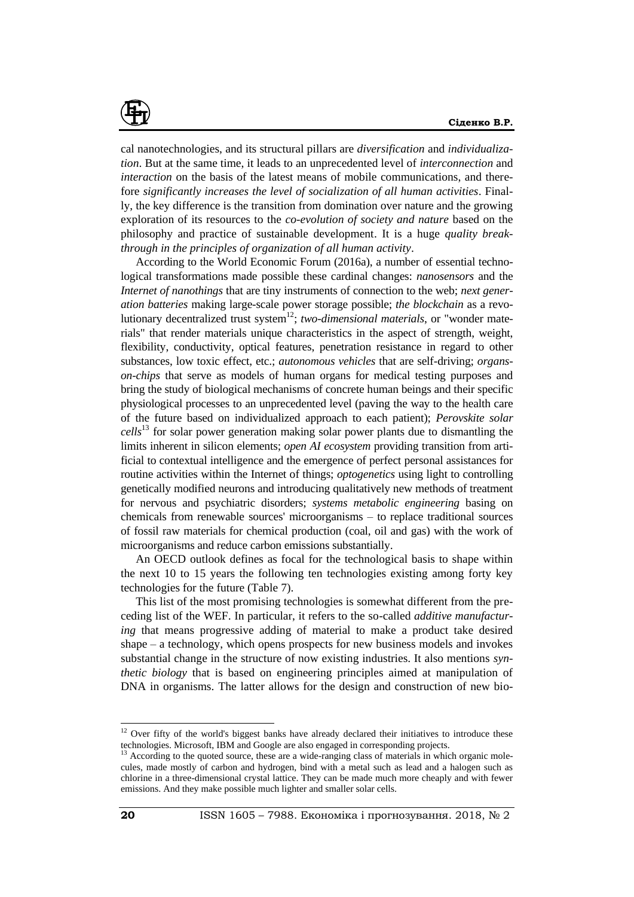cal nanotechnologies, and its structural pillars are *diversification* and *individualization*. But at the same time, it leads to an unprecedented level of *interconnection* and *interaction* on the basis of the latest means of mobile communications, and therefore *significantly increases the level of socialization of all human activities*. Finally, the key difference is the transition from domination over nature and the growing exploration of its resources to the *co-evolution of society and nature* based on the philosophy and practice of sustainable development. It is a huge *quality breakthrough in the principles of organization of all human activity*.

According to the World Economic Forum (2016a), a number of essential technological transformations made possible these cardinal changes: *nanosensors* and the *Internet of nanothings* that are tiny instruments of connection to the web; *next generation batteries* making large-scale power storage possible; *the blockchain* as a revolutionary decentralized trust system[12]; *two-dimensional materials*, or "wonder materials" that render materials unique characteristics in the aspect of strength, weight, flexibility, conductivity, optical features, penetration resistance in regard to other substances, low toxic effect, etc.; *autonomous vehicles* that are self-driving; *organs-on-chips* that serve as models of human organs for medical testing purposes and bring the study of biological mechanisms of concrete human beings and their specific physiological processes to an unprecedented level (paving the way to the health care of the future based on individualized approach to each patient); *Perovskite solar cells*[13] for solar power generation making solar power plants due to dismantling the limits inherent in silicon elements; *open AI ecosystem* providing transition from artificial to contextual intelligence and the emergence of perfect personal assistances for routine activities within the Internet of things; *optogenetics* using light to controlling genetically modified neurons and introducing qualitatively new methods of treatment for nervous and psychiatric disorders; *systems metabolic engineering* basing on chemicals from renewable sources' microorganisms – to replace traditional sources of fossil raw materials for chemical production (coal, oil and gas) with the work of microorganisms and reduce carbon emissions substantially.

An OECD outlook defines as focal for the technological basis to shape within the next 10 to 15 years the following ten technologies existing among forty key technologies for the future (Table 7).

This list of the most promising technologies is somewhat different from the preceding list of the WEF. In particular, it refers to the so-called *additive manufacturing* that means progressive adding of material to make a product take desired shape – a technology, which opens prospects for new business models and invokes substantial change in the structure of now existing industries. It also mentions *synthetic biology* that is based on engineering principles aimed at manipulation of DNA in organisms. The latter allows for the design and construction of new bio-

---

[12] Over fifty of the world's biggest banks have already declared their initiatives to introduce these technologies. Microsoft, IBM and Google are also engaged in corresponding projects.

[13] According to the quoted source, these are a wide-ranging class of materials in which organic molecules, made mostly of carbon and hydrogen, bind with a metal such as lead and a halogen such as chlorine in a three-dimensional crystal lattice. They can be made much more cheaply and with fewer emissions. And they make possible much lighter and smaller solar cells.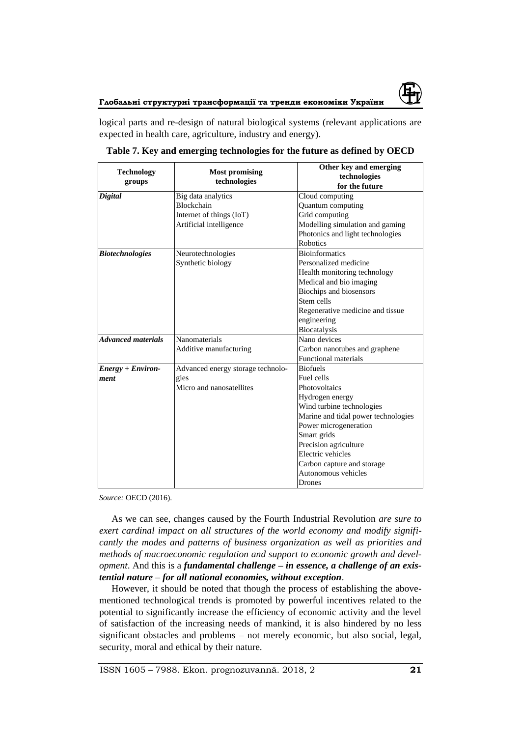logical parts and re-design of natural biological systems (relevant applications are expected in health care, agriculture, industry and energy).

**Table 7. Key and emerging technologies for the future as defined by OECD**

| Technology groups | Most promising technologies | Other key and emerging technologies for the future |
|---|---|---|
| ***Digital*** | Big data analytics<br>Blockchain<br>Internet of things (IoT)<br>Artificial intelligence | Cloud computing<br>Quantum computing<br>Grid computing<br>Modelling simulation and gaming<br>Photonics and light technologies<br>Robotics |
| ***Biotechnologies*** | Neurotechnologies<br>Synthetic biology | Bioinformatics<br>Personalized medicine<br>Health monitoring technology<br>Medical and bio imaging<br>Biochips and biosensors<br>Stem cells<br>Regenerative medicine and tissue engineering<br>Biocatalysis |
| ***Advanced materials*** | Nanomaterials<br>Additive manufacturing | Nano devices<br>Carbon nanotubes and graphene<br>Functional materials |
| ***Energy + Environment*** | Advanced energy storage technologies<br>Micro and nanosatellites | Biofuels<br>Fuel cells<br>Photovoltaics<br>Hydrogen energy<br>Wind turbine technologies<br>Marine and tidal power technologies<br>Power microgeneration<br>Smart grids<br>Precision agriculture<br>Electric vehicles<br>Carbon capture and storage<br>Autonomous vehicles<br>Drones |

*Source:* OECD (2016).

As we can see, changes caused by the Fourth Industrial Revolution *are sure to exert cardinal impact on all structures of the world economy and modify significantly the modes and patterns of business organization as well as priorities and methods of macroeconomic regulation and support to economic growth and development*. And this is a ***fundamental challenge – in essence, a challenge of an existential nature – for all national economies, without exception***.

However, it should be noted that though the process of establishing the above-mentioned technological trends is promoted by powerful incentives related to the potential to significantly increase the efficiency of economic activity and the level of satisfaction of the increasing needs of mankind, it is also hindered by no less significant obstacles and problems – not merely economic, but also social, legal, security, moral and ethical by their nature.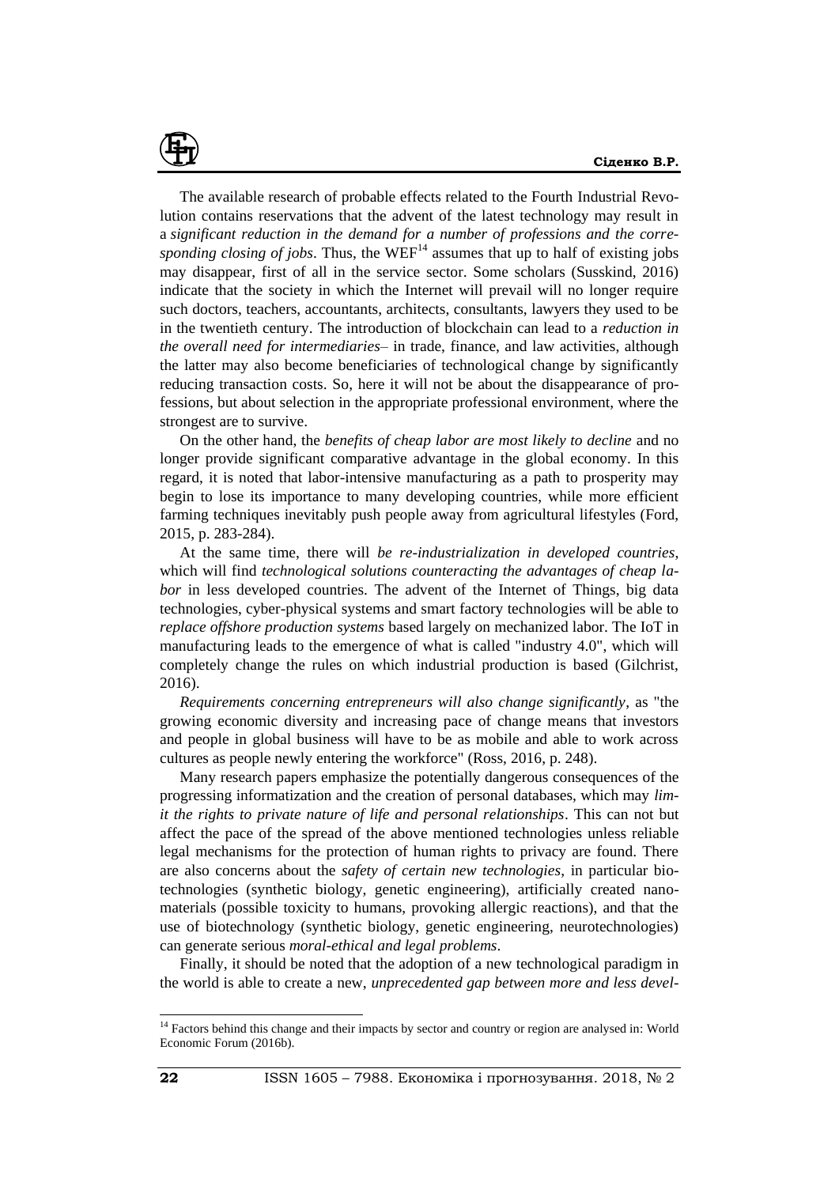The available research of probable effects related to the Fourth Industrial Revolution contains reservations that the advent of the latest technology may result in a *significant reduction in the demand for a number of professions and the corresponding closing of jobs*. Thus, the WEF[14] assumes that up to half of existing jobs may disappear, first of all in the service sector. Some scholars (Susskind, 2016) indicate that the society in which the Internet will prevail will no longer require such doctors, teachers, accountants, architects, consultants, lawyers they used to be in the twentieth century. The introduction of blockchain can lead to a *reduction in the overall need for intermediaries*– in trade, finance, and law activities, although the latter may also become beneficiaries of technological change by significantly reducing transaction costs. So, here it will not be about the disappearance of professions, but about selection in the appropriate professional environment, where the strongest are to survive.

On the other hand, the *benefits of cheap labor are most likely to decline* and no longer provide significant comparative advantage in the global economy. In this regard, it is noted that labor-intensive manufacturing as a path to prosperity may begin to lose its importance to many developing countries, while more efficient farming techniques inevitably push people away from agricultural lifestyles (Ford, 2015, p. 283-284).

At the same time, there will *be re-industrialization in developed countries*, which will find *technological solutions counteracting the advantages of cheap labor* in less developed countries. The advent of the Internet of Things, big data technologies, cyber-physical systems and smart factory technologies will be able to *replace offshore production systems* based largely on mechanized labor. The IoT in manufacturing leads to the emergence of what is called "industry 4.0", which will completely change the rules on which industrial production is based (Gilchrist, 2016).

*Requirements concerning entrepreneurs will also change significantly*, as "the growing economic diversity and increasing pace of change means that investors and people in global business will have to be as mobile and able to work across cultures as people newly entering the workforce" (Ross, 2016, p. 248).

Many research papers emphasize the potentially dangerous consequences of the progressing informatization and the creation of personal databases, which may *limit the rights to private nature of life and personal relationships*. This can not but affect the pace of the spread of the above mentioned technologies unless reliable legal mechanisms for the protection of human rights to privacy are found. There are also concerns about the *safety of certain new technologies*, in particular biotechnologies (synthetic biology, genetic engineering), artificially created nanomaterials (possible toxicity to humans, provoking allergic reactions), and that the use of biotechnology (synthetic biology, genetic engineering, neurotechnologies) can generate serious *moral-ethical and legal problems*.

Finally, it should be noted that the adoption of a new technological paradigm in the world is able to create a new, *unprecedented gap between more and less devel-*

---

[14] Factors behind this change and their impacts by sector and country or region are analysed in: World Economic Forum (2016b).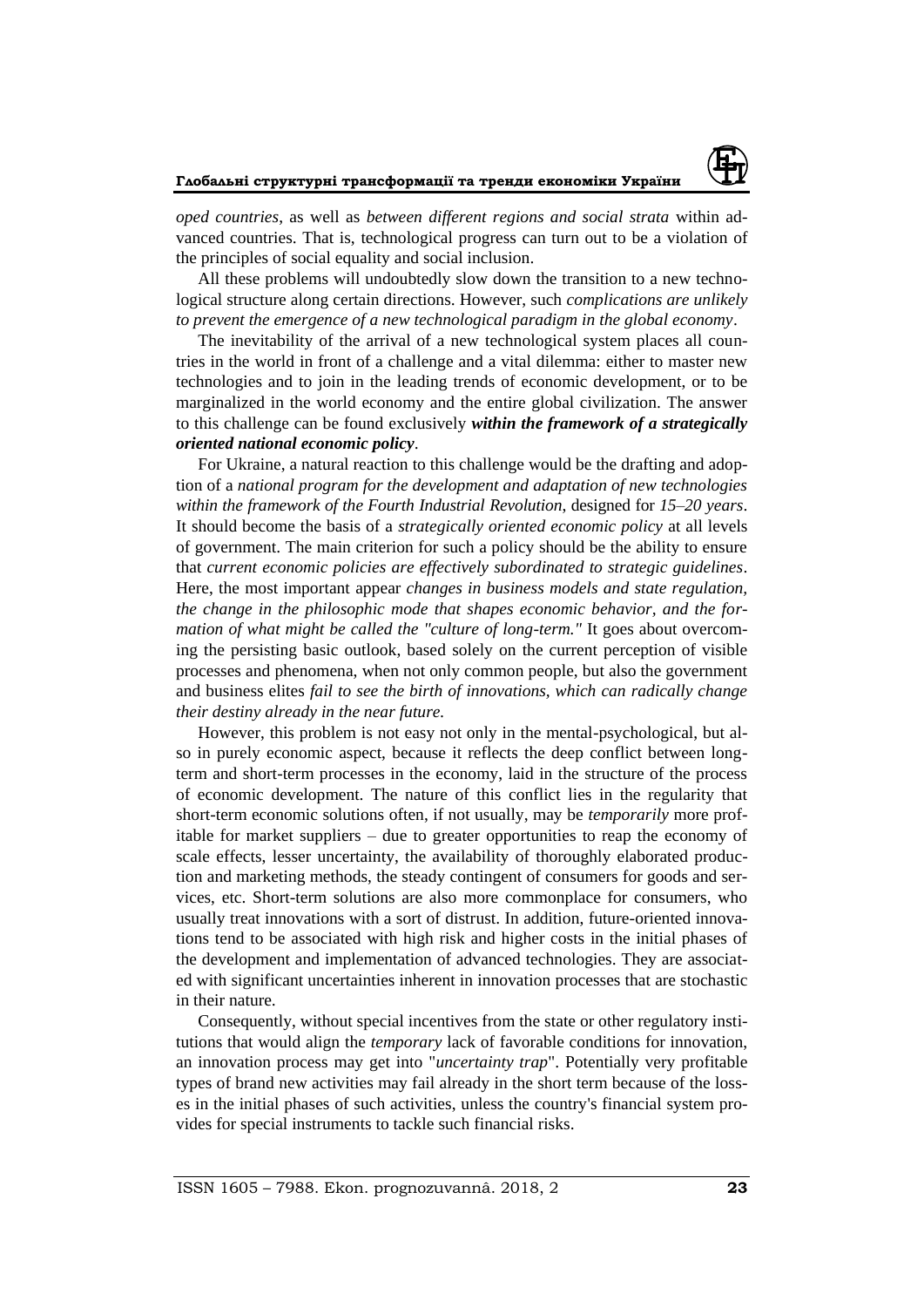*oped countries*, as well as *between different regions and social strata* within advanced countries. That is, technological progress can turn out to be a violation of the principles of social equality and social inclusion.

All these problems will undoubtedly slow down the transition to a new technological structure along certain directions. However, such *complications are unlikely to prevent the emergence of a new technological paradigm in the global economy*.

The inevitability of the arrival of a new technological system places all countries in the world in front of a challenge and a vital dilemma: either to master new technologies and to join in the leading trends of economic development, or to be marginalized in the world economy and the entire global civilization. The answer to this challenge can be found exclusively ***within the framework of a strategically oriented national economic policy***.

For Ukraine, a natural reaction to this challenge would be the drafting and adoption of a *national program for the development and adaptation of new technologies within the framework of the Fourth Industrial Revolution*, designed for *15–20 years*. It should become the basis of a *strategically oriented economic policy* at all levels of government. The main criterion for such a policy should be the ability to ensure that *current economic policies are effectively subordinated to strategic guidelines*. Here, the most important appear *changes in business models and state regulation, the change in the philosophic mode that shapes economic behavior, and the formation of what might be called the "culture of long-term."* It goes about overcoming the persisting basic outlook, based solely on the current perception of visible processes and phenomena, when not only common people, but also the government and business elites *fail to see the birth of innovations, which can radically change their destiny already in the near future.*

However, this problem is not easy not only in the mental-psychological, but also in purely economic aspect, because it reflects the deep conflict between long-term and short-term processes in the economy, laid in the structure of the process of economic development. The nature of this conflict lies in the regularity that short-term economic solutions often, if not usually, may be *temporarily* more profitable for market suppliers – due to greater opportunities to reap the economy of scale effects, lesser uncertainty, the availability of thoroughly elaborated production and marketing methods, the steady contingent of consumers for goods and services, etc. Short-term solutions are also more commonplace for consumers, who usually treat innovations with a sort of distrust. In addition, future-oriented innovations tend to be associated with high risk and higher costs in the initial phases of the development and implementation of advanced technologies. They are associated with significant uncertainties inherent in innovation processes that are stochastic in their nature.

Consequently, without special incentives from the state or other regulatory institutions that would align the *temporary* lack of favorable conditions for innovation, an innovation process may get into "*uncertainty trap*". Potentially very profitable types of brand new activities may fail already in the short term because of the losses in the initial phases of such activities, unless the country's financial system provides for special instruments to tackle such financial risks.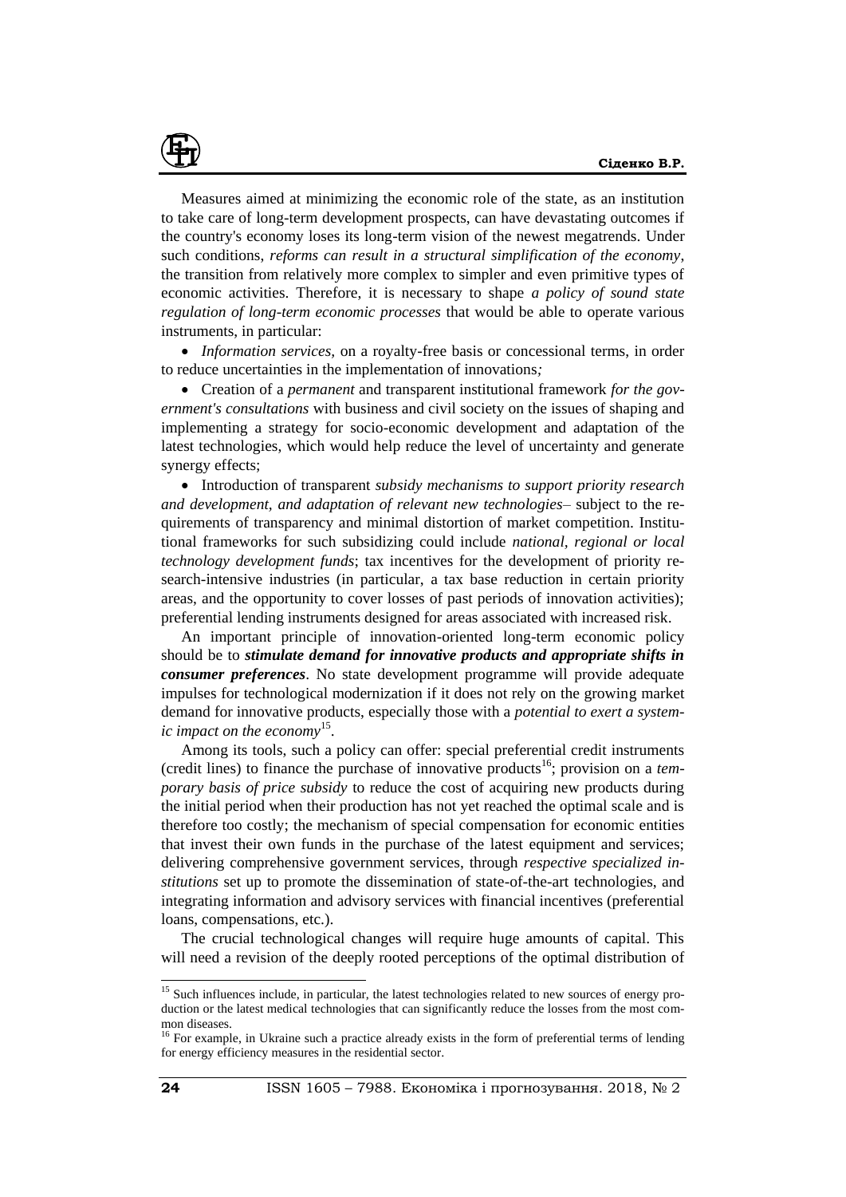Measures aimed at minimizing the economic role of the state, as an institution to take care of long-term development prospects, can have devastating outcomes if the country's economy loses its long-term vision of the newest megatrends. Under such conditions, *reforms can result in a structural simplification of the economy*, the transition from relatively more complex to simpler and even primitive types of economic activities. Therefore, it is necessary to shape *a policy of sound state regulation of long-term economic processes* that would be able to operate various instruments, in particular:

- *Information services*, on a royalty-free basis or concessional terms, in order to reduce uncertainties in the implementation of innovations*;*
- Creation of a *permanent* and transparent institutional framework *for the government's consultations* with business and civil society on the issues of shaping and implementing a strategy for socio-economic development and adaptation of the latest technologies, which would help reduce the level of uncertainty and generate synergy effects;
- Introduction of transparent *subsidy mechanisms to support priority research and development, and adaptation of relevant new technologies*– subject to the requirements of transparency and minimal distortion of market competition. Institutional frameworks for such subsidizing could include *national, regional or local technology development funds*; tax incentives for the development of priority research-intensive industries (in particular, a tax base reduction in certain priority areas, and the opportunity to cover losses of past periods of innovation activities); preferential lending instruments designed for areas associated with increased risk.

An important principle of innovation-oriented long-term economic policy should be to ***stimulate demand for innovative products and appropriate shifts in consumer preferences***. No state development programme will provide adequate impulses for technological modernization if it does not rely on the growing market demand for innovative products, especially those with a *potential to exert a systemic impact on the economy*[15].

Among its tools, such a policy can offer: special preferential credit instruments (credit lines) to finance the purchase of innovative products[16]; provision on a *temporary basis of price subsidy* to reduce the cost of acquiring new products during the initial period when their production has not yet reached the optimal scale and is therefore too costly; the mechanism of special compensation for economic entities that invest their own funds in the purchase of the latest equipment and services; delivering comprehensive government services, through *respective specialized institutions* set up to promote the dissemination of state-of-the-art technologies, and integrating information and advisory services with financial incentives (preferential loans, compensations, etc.).

The crucial technological changes will require huge amounts of capital. This will need a revision of the deeply rooted perceptions of the optimal distribution of

---

[15] Such influences include, in particular, the latest technologies related to new sources of energy production or the latest medical technologies that can significantly reduce the losses from the most common diseases.

[16] For example, in Ukraine such a practice already exists in the form of preferential terms of lending for energy efficiency measures in the residential sector.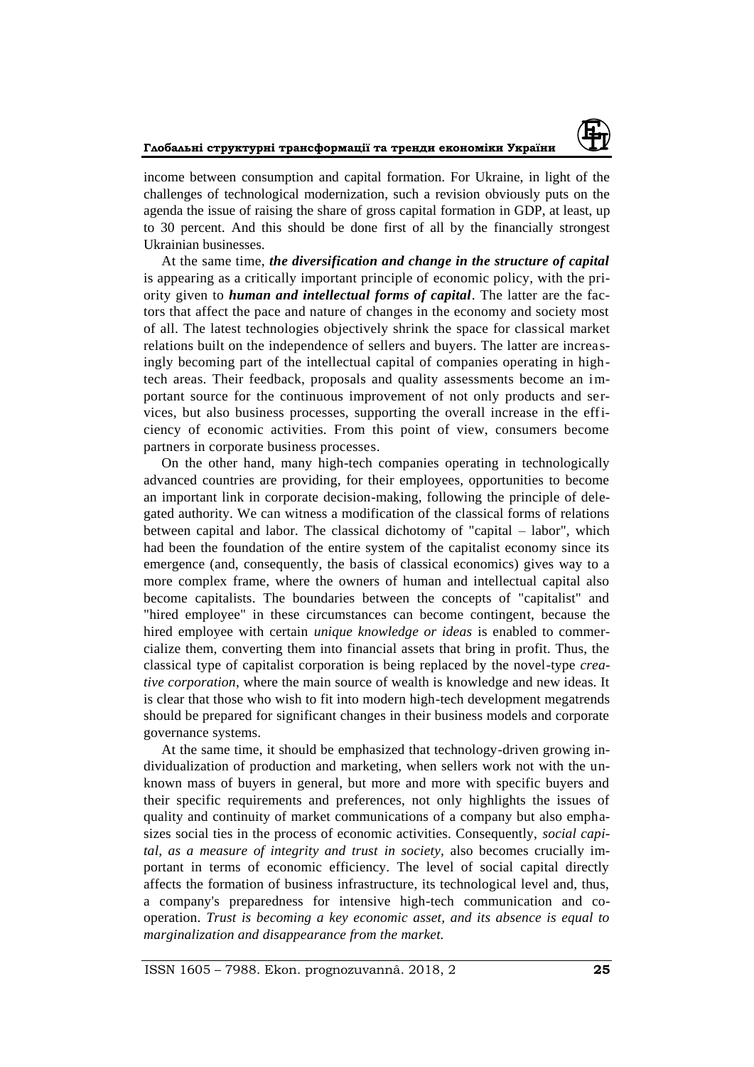income between consumption and capital formation. For Ukraine, in light of the challenges of technological modernization, such a revision obviously puts on the agenda the issue of raising the share of gross capital formation in GDP, at least, up to 30 percent. And this should be done first of all by the financially strongest Ukrainian businesses.

At the same time, ***the diversification and change in the structure of capital*** is appearing as a critically important principle of economic policy, with the priority given to ***human and intellectual forms of capital***. The latter are the factors that affect the pace and nature of changes in the economy and society most of all. The latest technologies objectively shrink the space for classical market relations built on the independence of sellers and buyers. The latter are increasingly becoming part of the intellectual capital of companies operating in high-tech areas. Their feedback, proposals and quality assessments become an important source for the continuous improvement of not only products and services, but also business processes, supporting the overall increase in the efficiency of economic activities. From this point of view, consumers become partners in corporate business processes.

On the other hand, many high-tech companies operating in technologically advanced countries are providing, for their employees, opportunities to become an important link in corporate decision-making, following the principle of delegated authority. We can witness a modification of the classical forms of relations between capital and labor. The classical dichotomy of "capital – labor", which had been the foundation of the entire system of the capitalist economy since its emergence (and, consequently, the basis of classical economics) gives way to a more complex frame, where the owners of human and intellectual capital also become capitalists. The boundaries between the concepts of "capitalist" and "hired employee" in these circumstances can become contingent, because the hired employee with certain *unique knowledge or ideas* is enabled to commercialize them, converting them into financial assets that bring in profit. Thus, the classical type of capitalist corporation is being replaced by the novel-type *creative corporation*, where the main source of wealth is knowledge and new ideas. It is clear that those who wish to fit into modern high-tech development megatrends should be prepared for significant changes in their business models and corporate governance systems.

At the same time, it should be emphasized that technology-driven growing individualization of production and marketing, when sellers work not with the unknown mass of buyers in general, but more and more with specific buyers and their specific requirements and preferences, not only highlights the issues of quality and continuity of market communications of a company but also emphasizes social ties in the process of economic activities. Consequently, *social capital, as a measure of integrity and trust in society,* also becomes crucially important in terms of economic efficiency. The level of social capital directly affects the formation of business infrastructure, its technological level and, thus, a company's preparedness for intensive high-tech communication and cooperation. *Trust is becoming a key economic asset, and its absence is equal to marginalization and disappearance from the market.*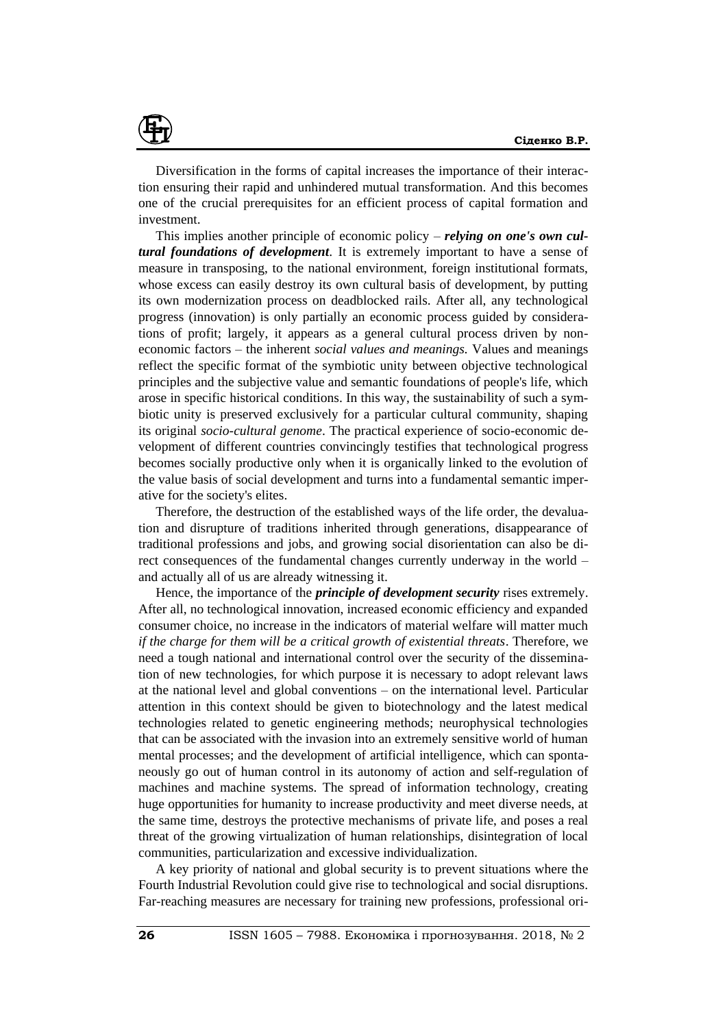Diversification in the forms of capital increases the importance of their interaction ensuring their rapid and unhindered mutual transformation. And this becomes one of the crucial prerequisites for an efficient process of capital formation and investment.

This implies another principle of economic policy – ***relying on one's own cultural foundations of development***. It is extremely important to have a sense of measure in transposing, to the national environment, foreign institutional formats, whose excess can easily destroy its own cultural basis of development, by putting its own modernization process on deadblocked rails. After all, any technological progress (innovation) is only partially an economic process guided by considerations of profit; largely, it appears as a general cultural process driven by non-economic factors – the inherent *social values and meanings.* Values and meanings reflect the specific format of the symbiotic unity between objective technological principles and the subjective value and semantic foundations of people's life, which arose in specific historical conditions. In this way, the sustainability of such a symbiotic unity is preserved exclusively for a particular cultural community, shaping its original *socio-cultural genome*. The practical experience of socio-economic development of different countries convincingly testifies that technological progress becomes socially productive only when it is organically linked to the evolution of the value basis of social development and turns into a fundamental semantic imperative for the society's elites.

Therefore, the destruction of the established ways of the life order, the devaluation and disrupture of traditions inherited through generations, disappearance of traditional professions and jobs, and growing social disorientation can also be direct consequences of the fundamental changes currently underway in the world – and actually all of us are already witnessing it.

Hence, the importance of the ***principle of development security*** rises extremely. After all, no technological innovation, increased economic efficiency and expanded consumer choice, no increase in the indicators of material welfare will matter much *if the charge for them will be a critical growth of existential threats*. Therefore, we need a tough national and international control over the security of the dissemination of new technologies, for which purpose it is necessary to adopt relevant laws at the national level and global conventions – on the international level. Particular attention in this context should be given to biotechnology and the latest medical technologies related to genetic engineering methods; neurophysical technologies that can be associated with the invasion into an extremely sensitive world of human mental processes; and the development of artificial intelligence, which can spontaneously go out of human control in its autonomy of action and self-regulation of machines and machine systems. The spread of information technology, creating huge opportunities for humanity to increase productivity and meet diverse needs, at the same time, destroys the protective mechanisms of private life, and poses a real threat of the growing virtualization of human relationships, disintegration of local communities, particularization and excessive individualization.

A key priority of national and global security is to prevent situations where the Fourth Industrial Revolution could give rise to technological and social disruptions. Far-reaching measures are necessary for training new professions, professional ori-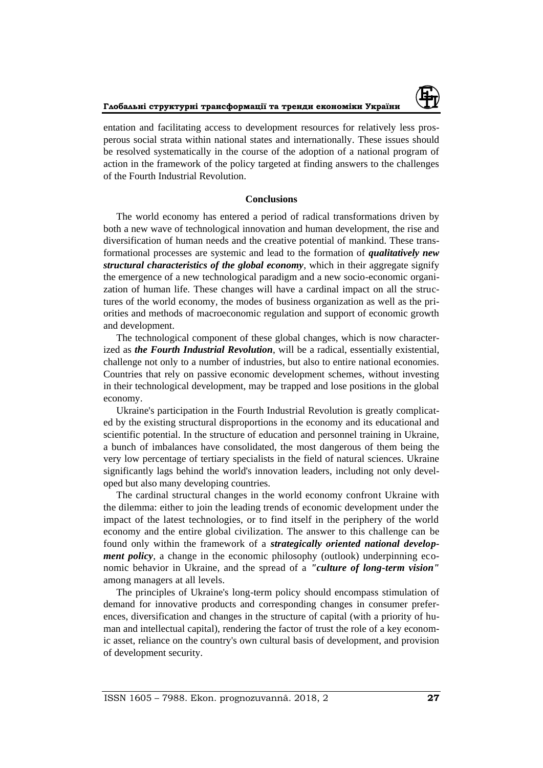entation and facilitating access to development resources for relatively less prosperous social strata within national states and internationally. These issues should be resolved systematically in the course of the adoption of a national program of action in the framework of the policy targeted at finding answers to the challenges of the Fourth Industrial Revolution.

## Conclusions

The world economy has entered a period of radical transformations driven by both a new wave of technological innovation and human development, the rise and diversification of human needs and the creative potential of mankind. These transformational processes are systemic and lead to the formation of ***qualitatively new structural characteristics of the global economy***, which in their aggregate signify the emergence of a new technological paradigm and a new socio-economic organization of human life. These changes will have a cardinal impact on all the structures of the world economy, the modes of business organization as well as the priorities and methods of macroeconomic regulation and support of economic growth and development.

The technological component of these global changes, which is now characterized as ***the Fourth Industrial Revolution***, will be a radical, essentially existential, challenge not only to a number of industries, but also to entire national economies. Countries that rely on passive economic development schemes, without investing in their technological development, may be trapped and lose positions in the global economy.

Ukraine's participation in the Fourth Industrial Revolution is greatly complicated by the existing structural disproportions in the economy and its educational and scientific potential. In the structure of education and personnel training in Ukraine, a bunch of imbalances have consolidated, the most dangerous of them being the very low percentage of tertiary specialists in the field of natural sciences. Ukraine significantly lags behind the world's innovation leaders, including not only developed but also many developing countries.

The cardinal structural changes in the world economy confront Ukraine with the dilemma: either to join the leading trends of economic development under the impact of the latest technologies, or to find itself in the periphery of the world economy and the entire global civilization. The answer to this challenge can be found only within the framework of a ***strategically oriented national development policy***, a change in the economic philosophy (outlook) underpinning economic behavior in Ukraine, and the spread of a ***"culture of long-term vision"*** among managers at all levels.

The principles of Ukraine's long-term policy should encompass stimulation of demand for innovative products and corresponding changes in consumer preferences, diversification and changes in the structure of capital (with a priority of human and intellectual capital), rendering the factor of trust the role of a key economic asset, reliance on the country's own cultural basis of development, and provision of development security.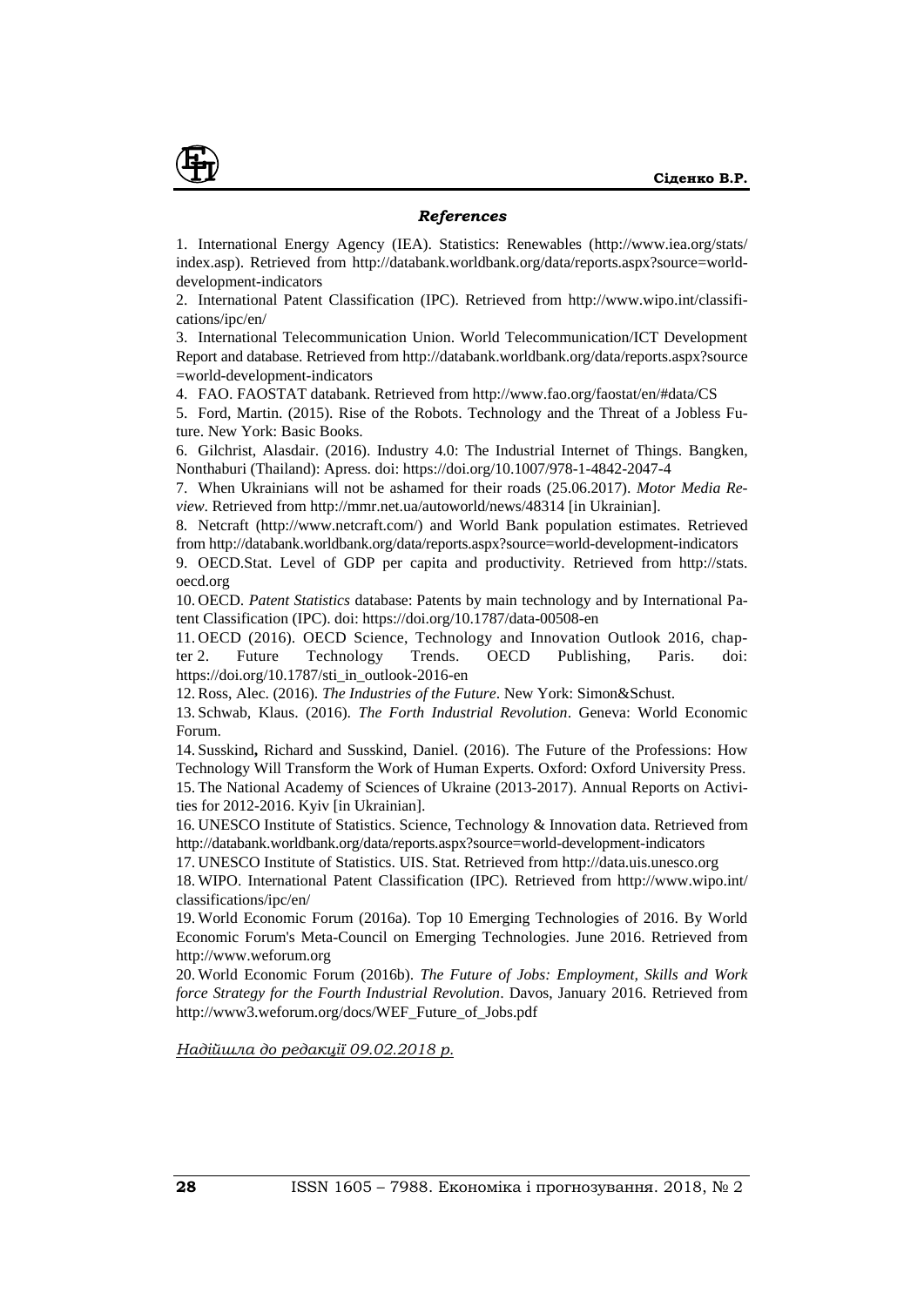### *References*

1. International Energy Agency (IEA). Statistics: Renewables (http://www.iea.org/stats/index.asp). Retrieved from http://databank.worldbank.org/data/reports.aspx?source=world-development-indicators

2. International Patent Classification (IPC). Retrieved from http://www.wipo.int/classifications/ipc/en/

3. International Telecommunication Union. World Telecommunication/ICT Development Report and database. Retrieved from http://databank.worldbank.org/data/reports.aspx?source=world-development-indicators

4. FAO. FAOSTAT databank. Retrieved from http://www.fao.org/faostat/en/#data/CS

5. Ford, Martin. (2015). Rise of the Robots. Technology and the Threat of a Jobless Future. New York: Basic Books.

6. Gilchrist, Alasdair. (2016). Industry 4.0: The Industrial Internet of Things. Bangken, Nonthaburi (Thailand): Apress. doi: https://doi.org/10.1007/978-1-4842-2047-4

7. When Ukrainians will not be ashamed for their roads (25.06.2017). *Motor Media Review*. Retrieved from http://mmr.net.ua/autoworld/news/48314 [in Ukrainian].

8. Netcraft (http://www.netcraft.com/) and World Bank population estimates. Retrieved from http://databank.worldbank.org/data/reports.aspx?source=world-development-indicators

9. OECD.Stat. Level of GDP per capita and productivity. Retrieved from http://stats.oecd.org

10. OECD. *Patent Statistics* database: Patents by main technology and by International Patent Classification (IPC). doi: https://doi.org/10.1787/data-00508-en

11. OECD (2016). OECD Science, Technology and Innovation Outlook 2016, chapter 2. Future Technology Trends. OECD Publishing, Paris. doi: https://doi.org/10.1787/sti_in_outlook-2016-en

12. Ross, Alec. (2016). *The Industries of the Future*. New York: Simon&Schust.

13. Schwab, Klaus. (2016). *The Forth Industrial Revolution*. Geneva: World Economic Forum.

14. Susskind**,** Richard and Susskind, Daniel. (2016). The Future of the Professions: How Technology Will Transform the Work of Human Experts. Oxford: Oxford University Press.

15. The National Academy of Sciences of Ukraine (2013-2017). Annual Reports on Activities for 2012-2016. Kyiv [in Ukrainian].

16. UNESCO Institute of Statistics. Science, Technology & Innovation data. Retrieved from http://databank.worldbank.org/data/reports.aspx?source=world-development-indicators

17. UNESCO Institute of Statistics. UIS. Stat. Retrieved from http://data.uis.unesco.org

18. WIPO. International Patent Classification (IPC). Retrieved from http://www.wipo.int/classifications/ipc/en/

19. World Economic Forum (2016a). Top 10 Emerging Technologies of 2016. By World Economic Forum's Meta-Council on Emerging Technologies. June 2016. Retrieved from http://www.weforum.org

20. World Economic Forum (2016b). *The Future of Jobs: Employment, Skills and Work force Strategy for the Fourth Industrial Revolution*. Davos, January 2016. Retrieved from http://www3.weforum.org/docs/WEF_Future_of_Jobs.pdf

*Надійшла до редакції 09.02.2018 р.*